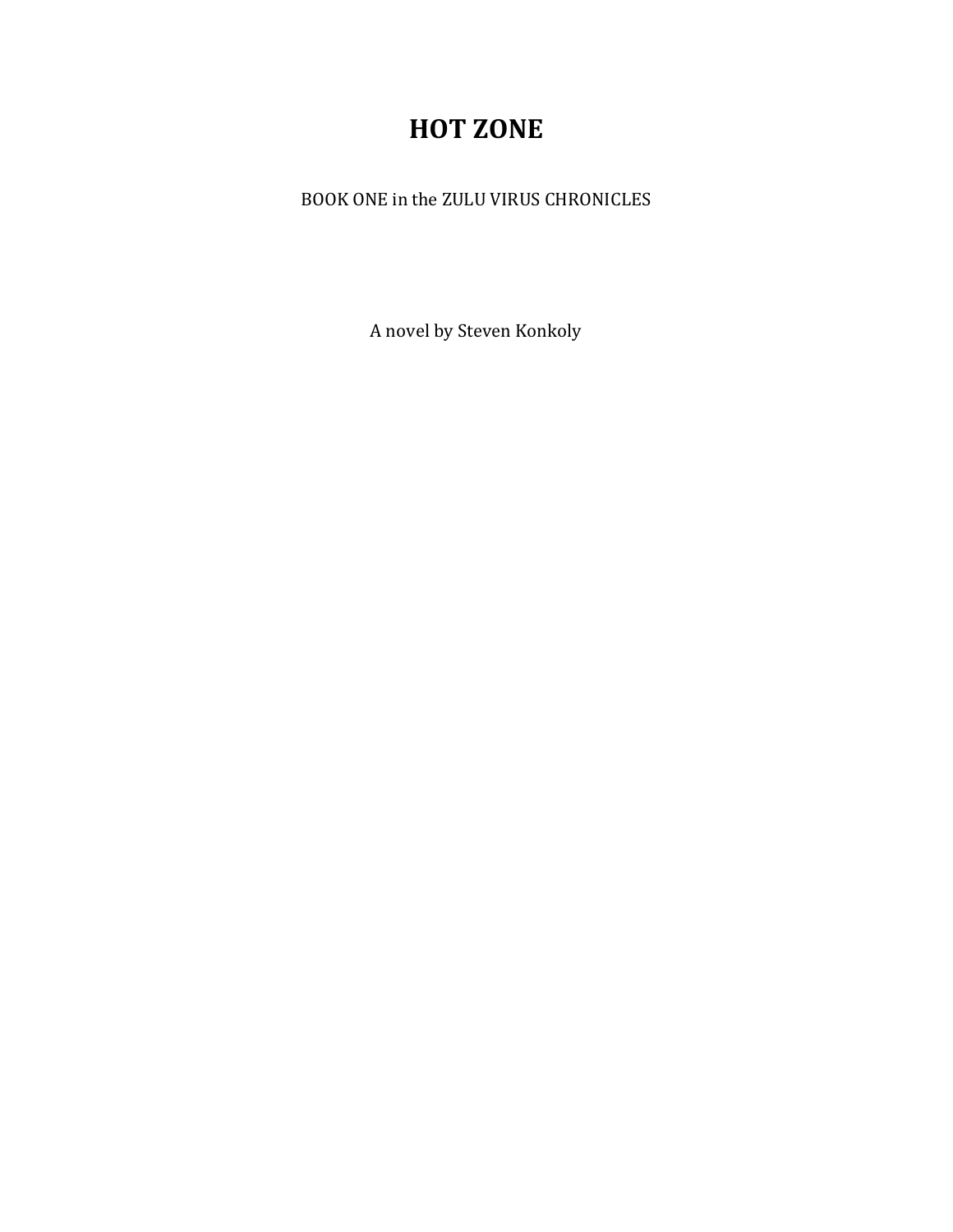# HOT ZONE

BOOK ONE in the ZULU VIRUS CHRONICLES

A novel by Steven Konkoly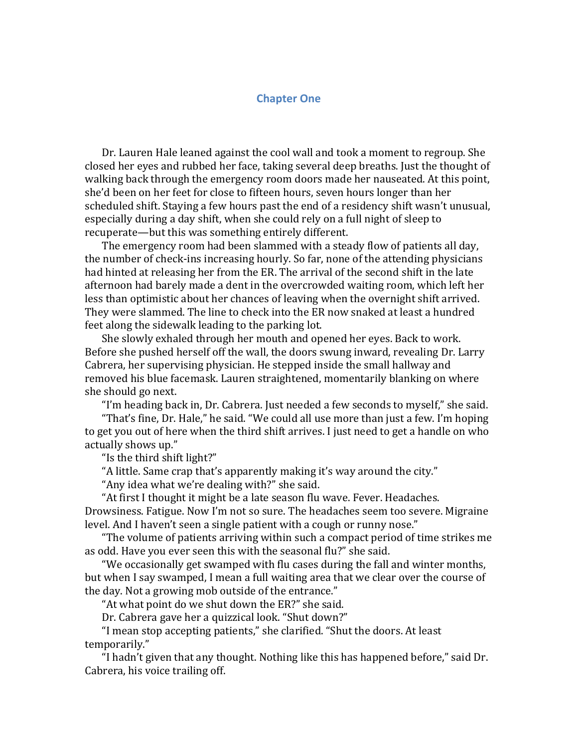# Chapter One

Dr. Lauren Hale leaned against the cool wall and took a moment to regroup. She closed her eyes and rubbed her face, taking several deep breaths. Just the thought of walking back through the emergency room doors made her nauseated. At this point, she'd been on her feet for close to fifteen hours, seven hours longer than her scheduled shift. Staying a few hours past the end of a residency shift wasn't unusual, especially during a day shift, when she could rely on a full night of sleep to recuperate—but this was something entirely different.

The emergency room had been slammed with a steady flow of patients all day, the number of check-ins increasing hourly. So far, none of the attending physicians had hinted at releasing her from the ER. The arrival of the second shift in the late afternoon had barely made a dent in the overcrowded waiting room, which left her less than optimistic about her chances of leaving when the overnight shift arrived. They were slammed. The line to check into the ER now snaked at least a hundred feet along the sidewalk leading to the parking lot.

She slowly exhaled through her mouth and opened her eyes. Back to work. Before she pushed herself off the wall, the doors swung inward, revealing Dr. Larry Cabrera, her supervising physician. He stepped inside the small hallway and removed his blue facemask. Lauren straightened, momentarily blanking on where she should go next.

"I'm heading back in, Dr. Cabrera. Just needed a few seconds to myself," she said.

"That's fine, Dr. Hale," he said. "We could all use more than just a few. I'm hoping to get you out of here when the third shift arrives. I just need to get a handle on who actually shows up."

"Is the third shift light?"

"A little. Same crap that's apparently making it's way around the city."

"Any idea what we're dealing with?" she said.

"At first I thought it might be a late season flu wave. Fever. Headaches. Drowsiness. Fatigue. Now I'm not so sure. The headaches seem too severe. Migraine level. And I haven't seen a single patient with a cough or runny nose."

"The volume of patients arriving within such a compact period of time strikes me as odd. Have you ever seen this with the seasonal flu?" she said.

"We occasionally get swamped with flu cases during the fall and winter months, but when I say swamped, I mean a full waiting area that we clear over the course of the day. Not a growing mob outside of the entrance."

"At what point do we shut down the ER?" she said.

Dr. Cabrera gave her a quizzical look. "Shut down?"

"I mean stop accepting patients," she clarified. "Shut the doors. At least temporarily."

"I hadn't given that any thought. Nothing like this has happened before," said Dr. Cabrera, his voice trailing off.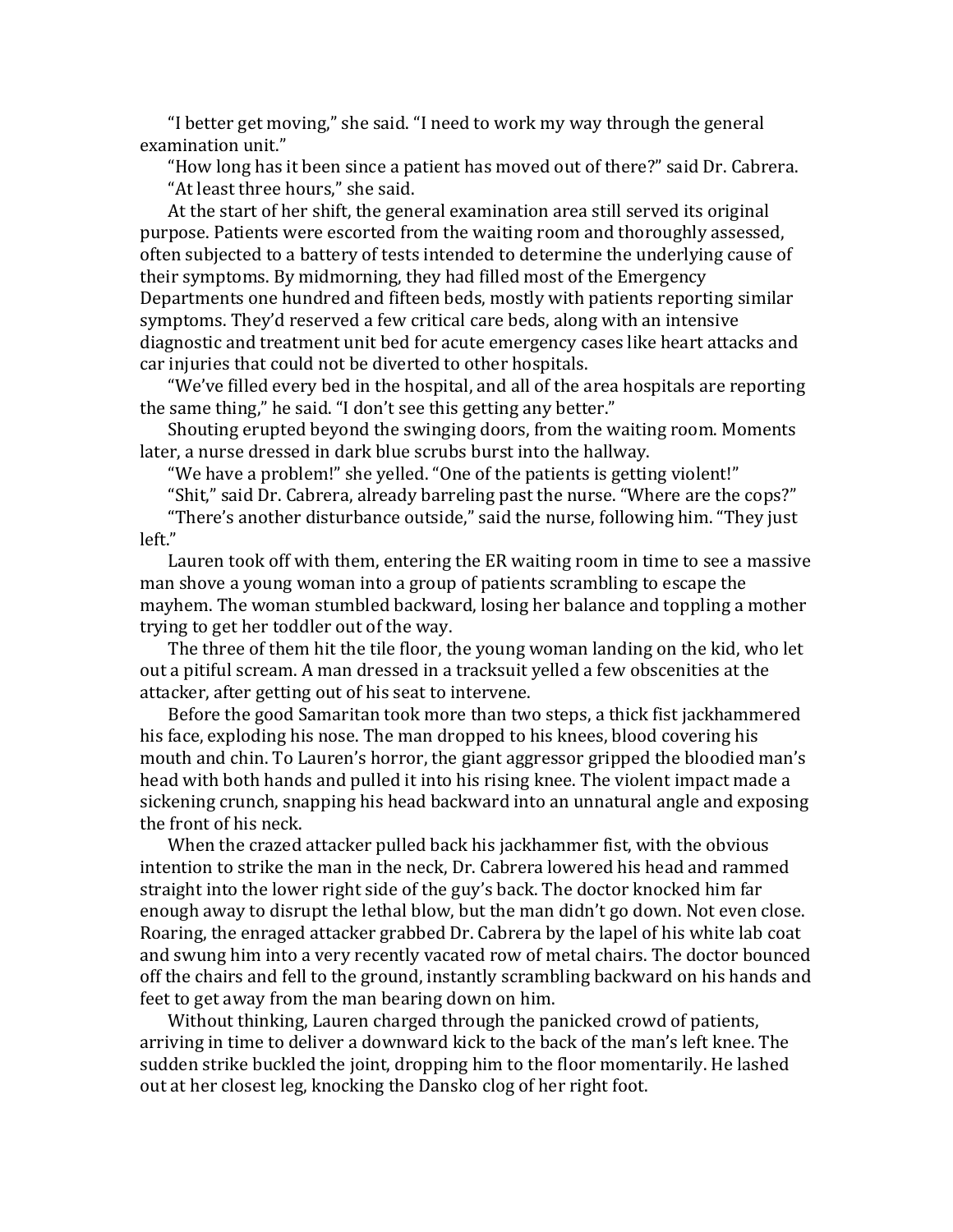"I better get moving," she said. "I need to work my way through the general examination unit."

"How long has it been since a patient has moved out of there?" said Dr. Cabrera.

"At least three hours," she said.

At the start of her shift, the general examination area still served its original purpose. Patients were escorted from the waiting room and thoroughly assessed, often subjected to a battery of tests intended to determine the underlying cause of their symptoms. By midmorning, they had filled most of the Emergency Departments one hundred and fifteen beds, mostly with patients reporting similar symptoms. They'd reserved a few critical care beds, along with an intensive diagnostic and treatment unit bed for acute emergency cases like heart attacks and car injuries that could not be diverted to other hospitals.

"We've filled every bed in the hospital, and all of the area hospitals are reporting the same thing," he said. "I don't see this getting any better."

Shouting erupted beyond the swinging doors, from the waiting room. Moments later, a nurse dressed in dark blue scrubs burst into the hallway.

"We have a problem!" she yelled. "One of the patients is getting violent!"

"Shit," said Dr. Cabrera, already barreling past the nurse. "Where are the cops?"

"There's another disturbance outside," said the nurse, following him. "They just left."

Lauren took off with them, entering the ER waiting room in time to see a massive man shove a young woman into a group of patients scrambling to escape the mayhem. The woman stumbled backward, losing her balance and toppling a mother trying to get her toddler out of the way.

The three of them hit the tile floor, the young woman landing on the kid, who let out a pitiful scream. A man dressed in a tracksuit yelled a few obscenities at the attacker, after getting out of his seat to intervene.

Before the good Samaritan took more than two steps, a thick fist jackhammered his face, exploding his nose. The man dropped to his knees, blood covering his mouth and chin. To Lauren's horror, the giant aggressor gripped the bloodied man's head with both hands and pulled it into his rising knee. The violent impact made a sickening crunch, snapping his head backward into an unnatural angle and exposing the front of his neck.

When the crazed attacker pulled back his jackhammer fist, with the obvious intention to strike the man in the neck, Dr. Cabrera lowered his head and rammed straight into the lower right side of the guy's back. The doctor knocked him far enough away to disrupt the lethal blow, but the man didn't go down. Not even close. Roaring, the enraged attacker grabbed Dr. Cabrera by the lapel of his white lab coat and swung him into a very recently vacated row of metal chairs. The doctor bounced off the chairs and fell to the ground, instantly scrambling backward on his hands and feet to get away from the man bearing down on him.

Without thinking, Lauren charged through the panicked crowd of patients, arriving in time to deliver a downward kick to the back of the man's left knee. The sudden strike buckled the joint, dropping him to the floor momentarily. He lashed out at her closest leg, knocking the Dansko clog of her right foot.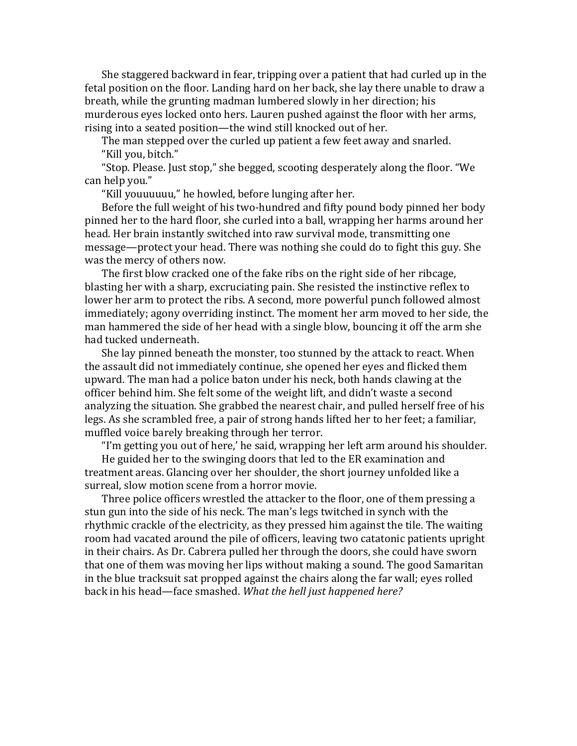She staggered backward in fear, tripping over a patient that had curled up in the fetal position on the floor. Landing hard on her back, she lay there unable to draw a breath, while the grunting madman lumbered slowly in her direction; his murderous eyes locked onto hers. Lauren pushed against the floor with her arms, rising into a seated position—the wind still knocked out of her.

The man stepped over the curled up patient a few feet away and snarled.

"Kill you, bitch."

"Stop. Please. Just stop," she begged, scooting desperately along the floor. "We can help you."

"Kill youuuuuu," he howled, before lunging after her.

Before the full weight of his two-hundred and fifty pound body pinned her body pinned her to the hard floor, she curled into a ball, wrapping her harms around her head. Her brain instantly switched into raw survival mode, transmitting one message—protect your head. There was nothing she could do to fight this guy. She was the mercy of others now.

The first blow cracked one of the fake ribs on the right side of her ribcage, blasting her with a sharp, excruciating pain. She resisted the instinctive reflex to lower her arm to protect the ribs. A second, more powerful punch followed almost immediately; agony overriding instinct. The moment her arm moved to her side, the man hammered the side of her head with a single blow, bouncing it off the arm she had tucked underneath.

She lay pinned beneath the monster, too stunned by the attack to react. When the assault did not immediately continue, she opened her eyes and flicked them upward. The man had a police baton under his neck, both hands clawing at the officer behind him. She felt some of the weight lift, and didn't waste a second analyzing the situation. She grabbed the nearest chair, and pulled herself free of his legs. As she scrambled free, a pair of strong hands lifted her to her feet; a familiar, muffled voice barely breaking through her terror.

"I'm getting you out of here,' he said, wrapping her left arm around his shoulder.

He guided her to the swinging doors that led to the ER examination and treatment areas. Glancing over her shoulder, the short journey unfolded like a surreal, slow motion scene from a horror movie.

Three police officers wrestled the attacker to the floor, one of them pressing a stun gun into the side of his neck. The man's legs twitched in synch with the rhythmic crackle of the electricity, as they pressed him against the tile. The waiting room had vacated around the pile of officers, leaving two catatonic patients upright in their chairs. As Dr. Cabrera pulled her through the doors, she could have sworn that one of them was moving her lips without making a sound. The good Samaritan in the blue tracksuit sat propped against the chairs along the far wall; eyes rolled back in his head—face smashed. *What the hell just happened here?*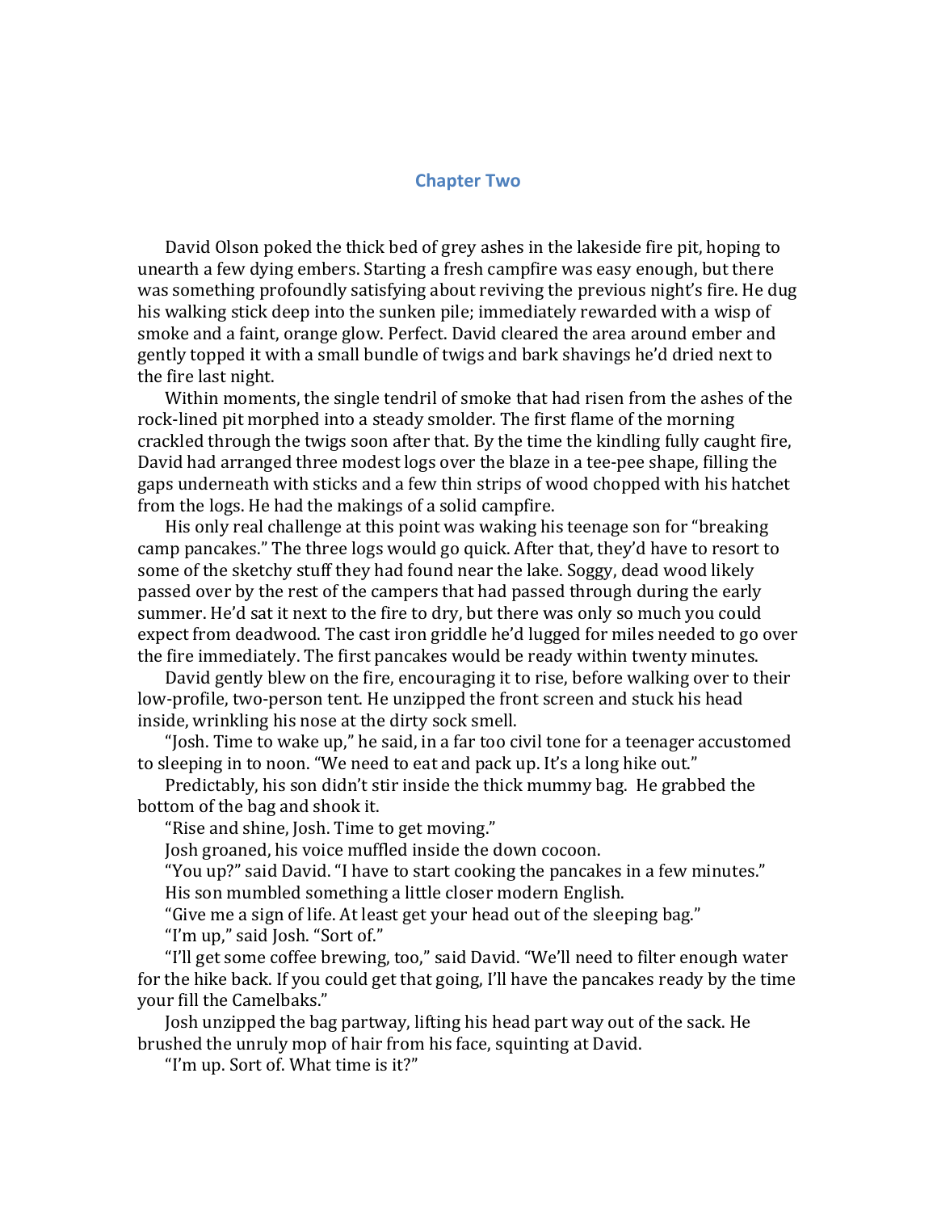## Chapter Two

David Olson poked the thick bed of grey ashes in the lakeside fire pit, hoping to unearth a few dying embers. Starting a fresh campfire was easy enough, but there was something profoundly satisfying about reviving the previous night's fire. He dug his walking stick deep into the sunken pile; immediately rewarded with a wisp of smoke and a faint, orange glow. Perfect. David cleared the area around ember and gently topped it with a small bundle of twigs and bark shavings he'd dried next to the fire last night.

Within moments, the single tendril of smoke that had risen from the ashes of the rock-lined pit morphed into a steady smolder. The first flame of the morning crackled through the twigs soon after that. By the time the kindling fully caught fire, David had arranged three modest logs over the blaze in a tee-pee shape, filling the gaps underneath with sticks and a few thin strips of wood chopped with his hatchet from the logs. He had the makings of a solid campfire.

His only real challenge at this point was waking his teenage son for "breaking camp pancakes." The three logs would go quick. After that, they'd have to resort to some of the sketchy stuff they had found near the lake. Soggy, dead wood likely passed over by the rest of the campers that had passed through during the early summer. He'd sat it next to the fire to dry, but there was only so much you could expect from deadwood. The cast iron griddle he'd lugged for miles needed to go over the fire immediately. The first pancakes would be ready within twenty minutes.

David gently blew on the fire, encouraging it to rise, before walking over to their low-profile, two-person tent. He unzipped the front screen and stuck his head inside, wrinkling his nose at the dirty sock smell.

"Josh. Time to wake up," he said, in a far too civil tone for a teenager accustomed to sleeping in to noon. "We need to eat and pack up. It's a long hike out."

Predictably, his son didn't stir inside the thick mummy bag. He grabbed the bottom of the bag and shook it.

"Rise and shine, Josh. Time to get moving."

Josh groaned, his voice muffled inside the down cocoon.

"You up?" said David. "I have to start cooking the pancakes in a few minutes."

His son mumbled something a little closer modern English.

"Give me a sign of life. At least get your head out of the sleeping bag."

"I'm up," said Josh. "Sort of."

"I'll get some coffee brewing, too," said David. "We'll need to filter enough water for the hike back. If you could get that going, I'll have the pancakes ready by the time your fill the Camelbaks."

Josh unzipped the bag partway, lifting his head part way out of the sack. He brushed the unruly mop of hair from his face, squinting at David.

"I'm up. Sort of. What time is it?"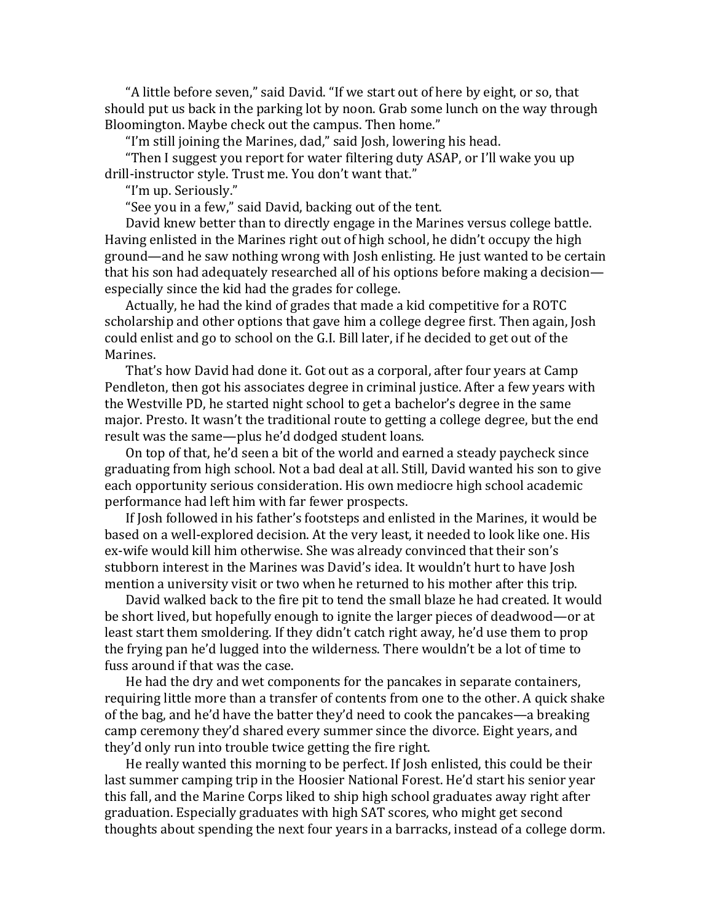"A little before seven," said David. "If we start out of here by eight, or so, that should put us back in the parking lot by noon. Grab some lunch on the way through Bloomington. Maybe check out the campus. Then home."

"I'm still joining the Marines, dad," said Josh, lowering his head.

"Then I suggest you report for water filtering duty ASAP, or I'll wake you up drill-instructor style. Trust me. You don't want that."

"I'm up. Seriously."

"See you in a few," said David, backing out of the tent.

David knew better than to directly engage in the Marines versus college battle. Having enlisted in the Marines right out of high school, he didn't occupy the high ground—and he saw nothing wrong with Josh enlisting. He just wanted to be certain that his son had adequately researched all of his options before making a decision—especially since the kid had the grades for college.

Actually, he had the kind of grades that made a kid competitive for a ROTC scholarship and other options that gave him a college degree first. Then again, Josh could enlist and go to school on the G.I. Bill later, if he decided to get out of the Marines.

That's how David had done it. Got out as a corporal, after four years at Camp Pendleton, then got his associates degree in criminal justice. After a few years with the Westville PD, he started night school to get a bachelor's degree in the same major. Presto. It wasn't the traditional route to getting a college degree, but the end result was the same—plus he'd dodged student loans.

On top of that, he'd seen a bit of the world and earned a steady paycheck since graduating from high school. Not a bad deal at all. Still, David wanted his son to give each opportunity serious consideration. His own mediocre high school academic performance had left him with far fewer prospects.

If Josh followed in his father's footsteps and enlisted in the Marines, it would be based on a well-explored decision. At the very least, it needed to look like one. His ex-wife would kill him otherwise. She was already convinced that their son's stubborn interest in the Marines was David's idea. It wouldn't hurt to have Josh mention a university visit or two when he returned to his mother after this trip.

David walked back to the fire pit to tend the small blaze he had created. It would be short lived, but hopefully enough to ignite the larger pieces of deadwood—or at least start them smoldering. If they didn't catch right away, he'd use them to prop the frying pan he'd lugged into the wilderness. There wouldn't be a lot of time to fuss around if that was the case.

He had the dry and wet components for the pancakes in separate containers, requiring little more than a transfer of contents from one to the other. A quick shake of the bag, and he'd have the batter they'd need to cook the pancakes—a breaking camp ceremony they'd shared every summer since the divorce. Eight years, and they'd only run into trouble twice getting the fire right.

He really wanted this morning to be perfect. If Josh enlisted, this could be their last summer camping trip in the Hoosier National Forest. He'd start his senior year this fall, and the Marine Corps liked to ship high school graduates away right after graduation. Especially graduates with high SAT scores, who might get second thoughts about spending the next four years in a barracks, instead of a college dorm.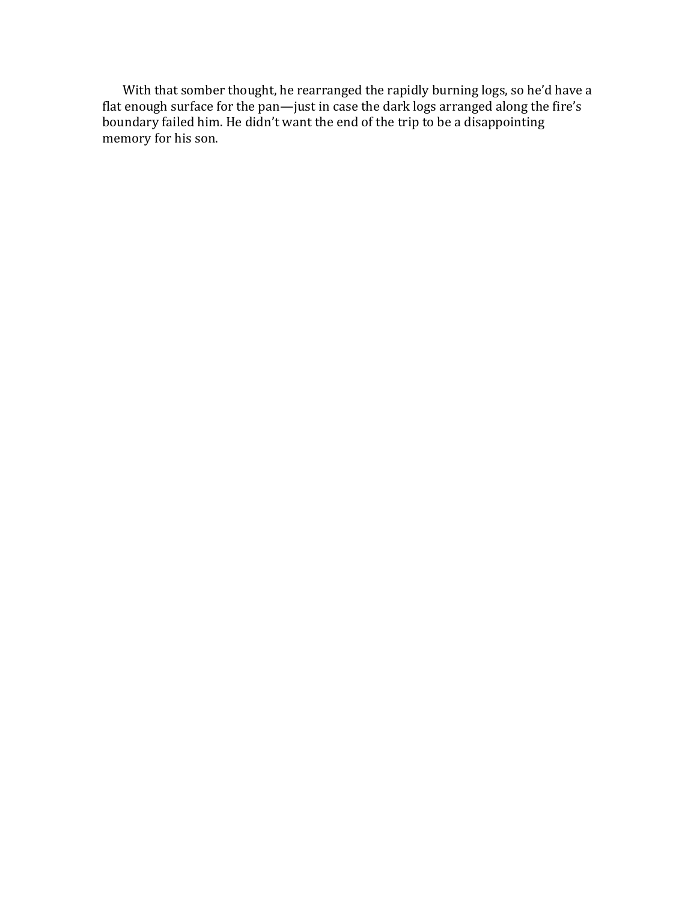With that somber thought, he rearranged the rapidly burning logs, so he'd have a flat enough surface for the pan—just in case the dark logs arranged along the fire's boundary failed him. He didn't want the end of the trip to be a disappointing memory for his son.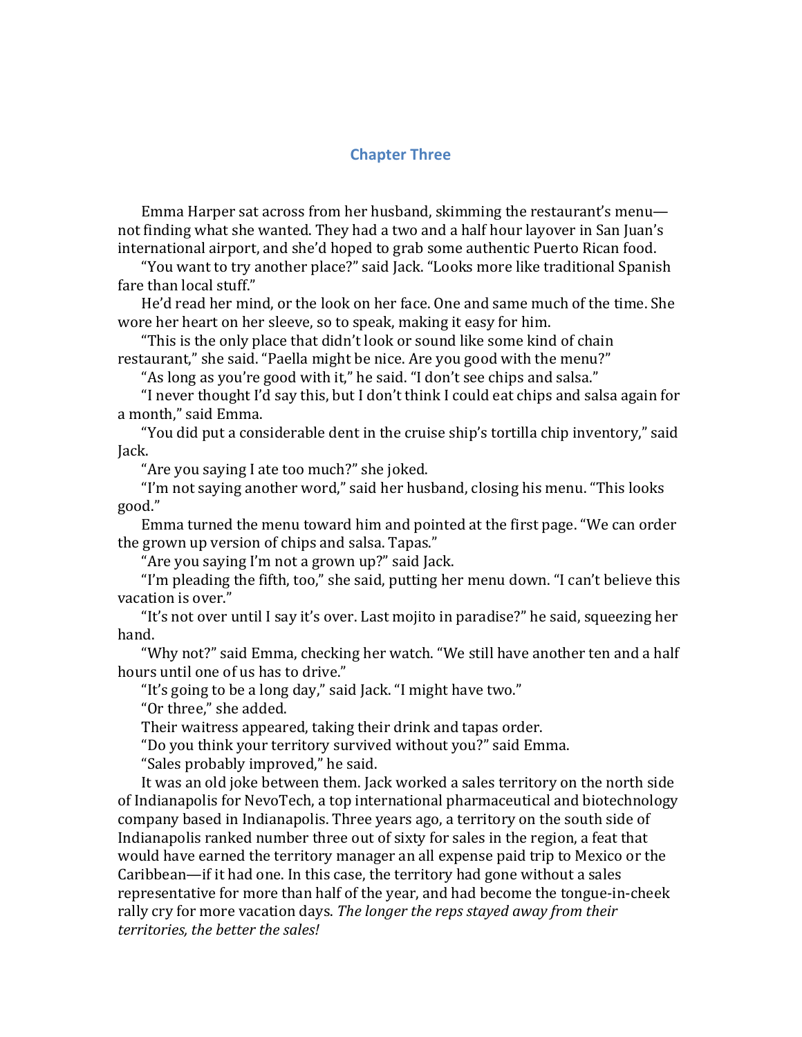## Chapter Three

Emma Harper sat across from her husband, skimming the restaurant's menu—not finding what she wanted. They had a two and a half hour layover in San Juan's international airport, and she'd hoped to grab some authentic Puerto Rican food.

"You want to try another place?" said Jack. "Looks more like traditional Spanish fare than local stuff."

He'd read her mind, or the look on her face. One and same much of the time. She wore her heart on her sleeve, so to speak, making it easy for him.

"This is the only place that didn't look or sound like some kind of chain restaurant," she said. "Paella might be nice. Are you good with the menu?"

"As long as you're good with it," he said. "I don't see chips and salsa."

"I never thought I'd say this, but I don't think I could eat chips and salsa again for a month," said Emma.

"You did put a considerable dent in the cruise ship's tortilla chip inventory," said Jack.

"Are you saying I ate too much?" she joked.

"I'm not saying another word," said her husband, closing his menu. "This looks good."

Emma turned the menu toward him and pointed at the first page. "We can order the grown up version of chips and salsa. Tapas."

"Are you saying I'm not a grown up?" said Jack.

"I'm pleading the fifth, too," she said, putting her menu down. "I can't believe this vacation is over."

"It's not over until I say it's over. Last mojito in paradise?" he said, squeezing her hand.

"Why not?" said Emma, checking her watch. "We still have another ten and a half hours until one of us has to drive."

"It's going to be a long day," said Jack. "I might have two."

"Or three," she added.

Their waitress appeared, taking their drink and tapas order.

"Do you think your territory survived without you?" said Emma.

"Sales probably improved," he said.

It was an old joke between them. Jack worked a sales territory on the north side of Indianapolis for NevoTech, a top international pharmaceutical and biotechnology company based in Indianapolis. Three years ago, a territory on the south side of Indianapolis ranked number three out of sixty for sales in the region, a feat that would have earned the territory manager an all expense paid trip to Mexico or the Caribbean—if it had one. In this case, the territory had gone without a sales representative for more than half of the year, and had become the tongue-in-cheek rally cry for more vacation days. *The longer the reps stayed away from their territories, the better the sales!*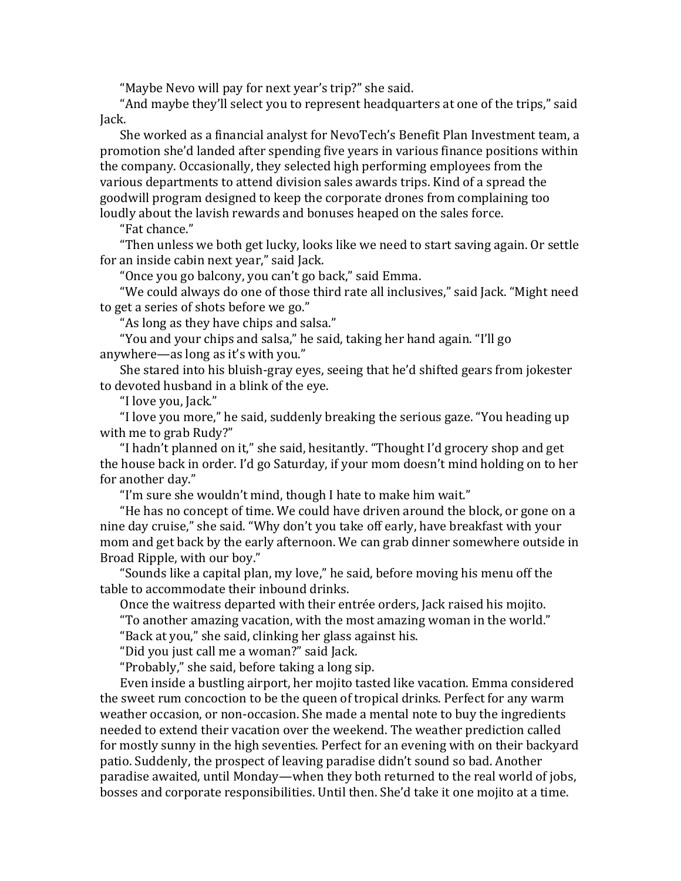"Maybe Nevo will pay for next year's trip?" she said.

"And maybe they'll select you to represent headquarters at one of the trips," said Jack.

She worked as a financial analyst for NevoTech's Benefit Plan Investment team, a promotion she'd landed after spending five years in various finance positions within the company. Occasionally, they selected high performing employees from the various departments to attend division sales awards trips. Kind of a spread the goodwill program designed to keep the corporate drones from complaining too loudly about the lavish rewards and bonuses heaped on the sales force.

"Fat chance."

"Then unless we both get lucky, looks like we need to start saving again. Or settle for an inside cabin next year," said Jack.

"Once you go balcony, you can't go back," said Emma.

"We could always do one of those third rate all inclusives," said Jack. "Might need to get a series of shots before we go."

"As long as they have chips and salsa."

"You and your chips and salsa," he said, taking her hand again. "I'll go anywhere—as long as it's with you."

She stared into his bluish-gray eyes, seeing that he'd shifted gears from jokester to devoted husband in a blink of the eye.

"I love you, Jack."

"I love you more," he said, suddenly breaking the serious gaze. "You heading up with me to grab Rudy?"

"I hadn't planned on it," she said, hesitantly. "Thought I'd grocery shop and get the house back in order. I'd go Saturday, if your mom doesn't mind holding on to her for another day."

"I'm sure she wouldn't mind, though I hate to make him wait."

"He has no concept of time. We could have driven around the block, or gone on a nine day cruise," she said. "Why don't you take off early, have breakfast with your mom and get back by the early afternoon. We can grab dinner somewhere outside in Broad Ripple, with our boy."

"Sounds like a capital plan, my love," he said, before moving his menu off the table to accommodate their inbound drinks.

Once the waitress departed with their entrée orders, Jack raised his mojito.

"To another amazing vacation, with the most amazing woman in the world."

"Back at you," she said, clinking her glass against his.

"Did you just call me a woman?" said Jack.

"Probably," she said, before taking a long sip.

Even inside a bustling airport, her mojito tasted like vacation. Emma considered the sweet rum concoction to be the queen of tropical drinks. Perfect for any warm weather occasion, or non-occasion. She made a mental note to buy the ingredients needed to extend their vacation over the weekend. The weather prediction called for mostly sunny in the high seventies. Perfect for an evening with on their backyard patio. Suddenly, the prospect of leaving paradise didn't sound so bad. Another paradise awaited, until Monday—when they both returned to the real world of jobs, bosses and corporate responsibilities. Until then. She'd take it one mojito at a time.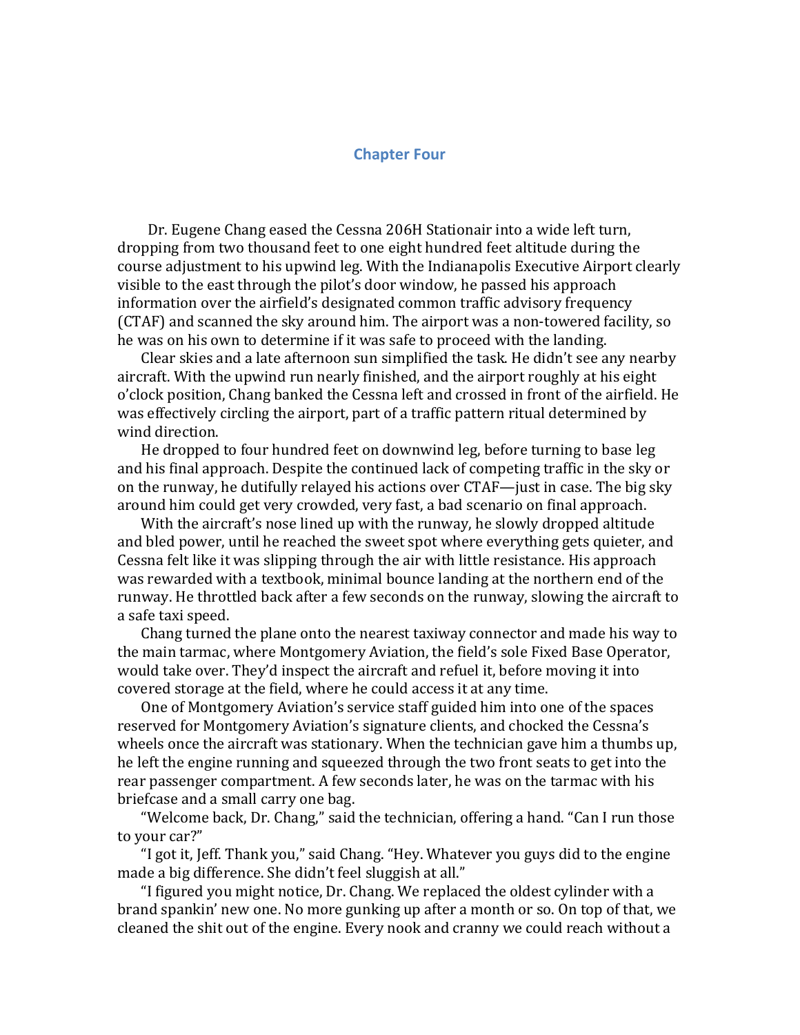## Chapter Four

Dr. Eugene Chang eased the Cessna 206H Stationair into a wide left turn, dropping from two thousand feet to one eight hundred feet altitude during the course adjustment to his upwind leg. With the Indianapolis Executive Airport clearly visible to the east through the pilot's door window, he passed his approach information over the airfield's designated common traffic advisory frequency (CTAF) and scanned the sky around him. The airport was a non-towered facility, so he was on his own to determine if it was safe to proceed with the landing.

Clear skies and a late afternoon sun simplified the task. He didn't see any nearby aircraft. With the upwind run nearly finished, and the airport roughly at his eight o'clock position, Chang banked the Cessna left and crossed in front of the airfield. He was effectively circling the airport, part of a traffic pattern ritual determined by wind direction.

He dropped to four hundred feet on downwind leg, before turning to base leg and his final approach. Despite the continued lack of competing traffic in the sky or on the runway, he dutifully relayed his actions over CTAF—just in case. The big sky around him could get very crowded, very fast, a bad scenario on final approach.

With the aircraft's nose lined up with the runway, he slowly dropped altitude and bled power, until he reached the sweet spot where everything gets quieter, and Cessna felt like it was slipping through the air with little resistance. His approach was rewarded with a textbook, minimal bounce landing at the northern end of the runway. He throttled back after a few seconds on the runway, slowing the aircraft to a safe taxi speed.

Chang turned the plane onto the nearest taxiway connector and made his way to the main tarmac, where Montgomery Aviation, the field's sole Fixed Base Operator, would take over. They'd inspect the aircraft and refuel it, before moving it into covered storage at the field, where he could access it at any time.

One of Montgomery Aviation's service staff guided him into one of the spaces reserved for Montgomery Aviation's signature clients, and chocked the Cessna's wheels once the aircraft was stationary. When the technician gave him a thumbs up, he left the engine running and squeezed through the two front seats to get into the rear passenger compartment. A few seconds later, he was on the tarmac with his briefcase and a small carry one bag.

"Welcome back, Dr. Chang," said the technician, offering a hand. "Can I run those to your car?"

"I got it, Jeff. Thank you," said Chang. "Hey. Whatever you guys did to the engine made a big difference. She didn't feel sluggish at all."

"I figured you might notice, Dr. Chang. We replaced the oldest cylinder with a brand spankin' new one. No more gunking up after a month or so. On top of that, we cleaned the shit out of the engine. Every nook and cranny we could reach without a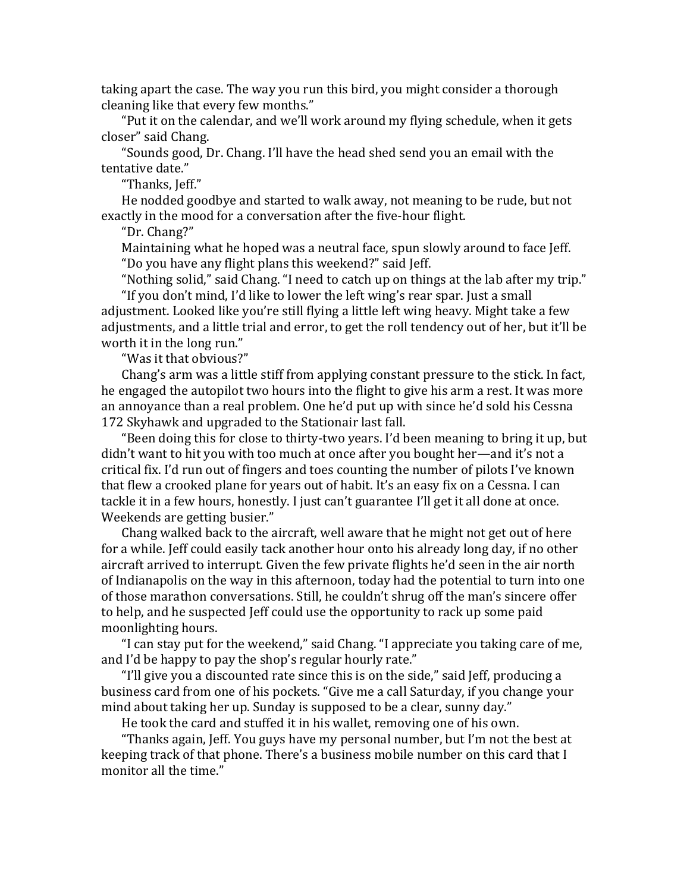taking apart the case. The way you run this bird, you might consider a thorough cleaning like that every few months."

"Put it on the calendar, and we'll work around my flying schedule, when it gets closer" said Chang.

"Sounds good, Dr. Chang. I'll have the head shed send you an email with the tentative date."

"Thanks, Jeff."

He nodded goodbye and started to walk away, not meaning to be rude, but not exactly in the mood for a conversation after the five-hour flight.

"Dr. Chang?"

Maintaining what he hoped was a neutral face, spun slowly around to face Jeff.

"Do you have any flight plans this weekend?" said Jeff.

"Nothing solid," said Chang. "I need to catch up on things at the lab after my trip."

"If you don't mind, I'd like to lower the left wing's rear spar. Just a small adjustment. Looked like you're still flying a little left wing heavy. Might take a few adjustments, and a little trial and error, to get the roll tendency out of her, but it'll be worth it in the long run."

"Was it that obvious?"

Chang's arm was a little stiff from applying constant pressure to the stick. In fact, he engaged the autopilot two hours into the flight to give his arm a rest. It was more an annoyance than a real problem. One he'd put up with since he'd sold his Cessna 172 Skyhawk and upgraded to the Stationair last fall.

"Been doing this for close to thirty-two years. I'd been meaning to bring it up, but didn't want to hit you with too much at once after you bought her—and it's not a critical fix. I'd run out of fingers and toes counting the number of pilots I've known that flew a crooked plane for years out of habit. It's an easy fix on a Cessna. I can tackle it in a few hours, honestly. I just can't guarantee I'll get it all done at once. Weekends are getting busier."

Chang walked back to the aircraft, well aware that he might not get out of here for a while. Jeff could easily tack another hour onto his already long day, if no other aircraft arrived to interrupt. Given the few private flights he'd seen in the air north of Indianapolis on the way in this afternoon, today had the potential to turn into one of those marathon conversations. Still, he couldn't shrug off the man's sincere offer to help, and he suspected Jeff could use the opportunity to rack up some paid moonlighting hours.

"I can stay put for the weekend," said Chang. "I appreciate you taking care of me, and I'd be happy to pay the shop's regular hourly rate."

"I'll give you a discounted rate since this is on the side," said Jeff, producing a business card from one of his pockets. "Give me a call Saturday, if you change your mind about taking her up. Sunday is supposed to be a clear, sunny day."

He took the card and stuffed it in his wallet, removing one of his own.

"Thanks again, Jeff. You guys have my personal number, but I'm not the best at keeping track of that phone. There's a business mobile number on this card that I monitor all the time."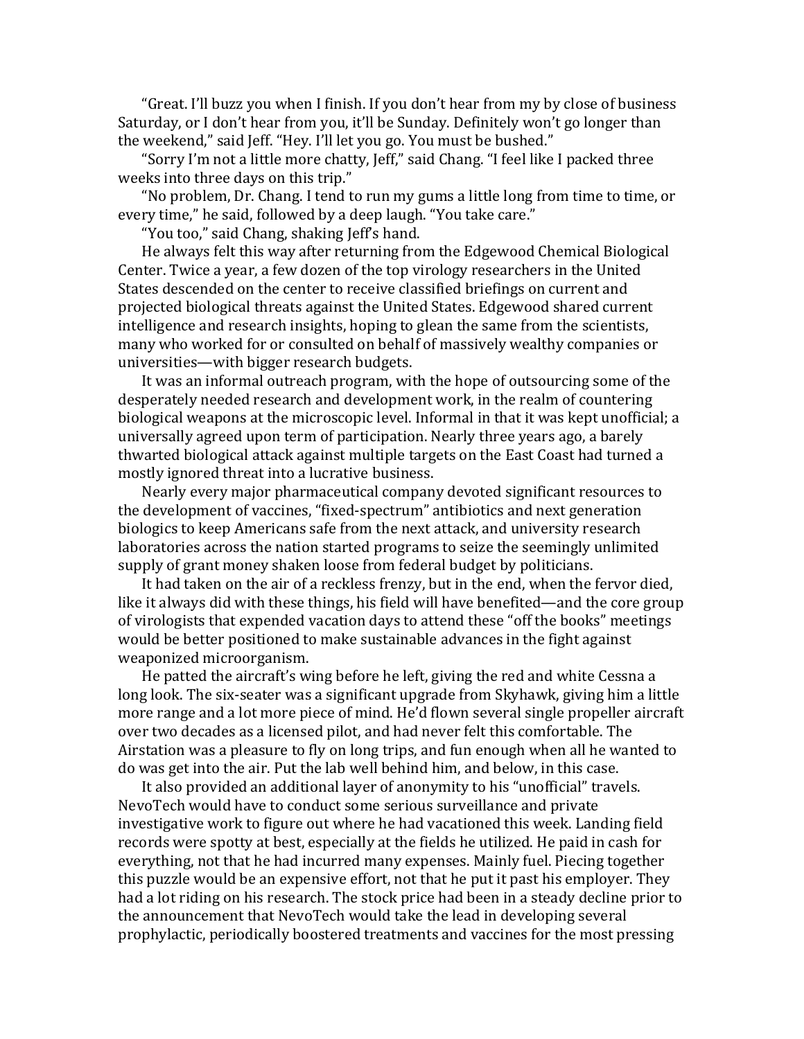"Great. I'll buzz you when I finish. If you don't hear from my by close of business Saturday, or I don't hear from you, it'll be Sunday. Definitely won't go longer than the weekend," said Jeff. "Hey. I'll let you go. You must be bushed."

"Sorry I'm not a little more chatty, Jeff," said Chang. "I feel like I packed three weeks into three days on this trip."

"No problem, Dr. Chang. I tend to run my gums a little long from time to time, or every time," he said, followed by a deep laugh. "You take care."

"You too," said Chang, shaking Jeff's hand.

He always felt this way after returning from the Edgewood Chemical Biological Center. Twice a year, a few dozen of the top virology researchers in the United States descended on the center to receive classified briefings on current and projected biological threats against the United States. Edgewood shared current intelligence and research insights, hoping to glean the same from the scientists, many who worked for or consulted on behalf of massively wealthy companies or universities—with bigger research budgets.

It was an informal outreach program, with the hope of outsourcing some of the desperately needed research and development work, in the realm of countering biological weapons at the microscopic level. Informal in that it was kept unofficial; a universally agreed upon term of participation. Nearly three years ago, a barely thwarted biological attack against multiple targets on the East Coast had turned a mostly ignored threat into a lucrative business.

Nearly every major pharmaceutical company devoted significant resources to the development of vaccines, "fixed-spectrum" antibiotics and next generation biologics to keep Americans safe from the next attack, and university research laboratories across the nation started programs to seize the seemingly unlimited supply of grant money shaken loose from federal budget by politicians.

It had taken on the air of a reckless frenzy, but in the end, when the fervor died, like it always did with these things, his field will have benefited—and the core group of virologists that expended vacation days to attend these "off the books" meetings would be better positioned to make sustainable advances in the fight against weaponized microorganism.

He patted the aircraft's wing before he left, giving the red and white Cessna a long look. The six-seater was a significant upgrade from Skyhawk, giving him a little more range and a lot more piece of mind. He'd flown several single propeller aircraft over two decades as a licensed pilot, and had never felt this comfortable. The Airstation was a pleasure to fly on long trips, and fun enough when all he wanted to do was get into the air. Put the lab well behind him, and below, in this case.

It also provided an additional layer of anonymity to his "unofficial" travels. NevoTech would have to conduct some serious surveillance and private investigative work to figure out where he had vacationed this week. Landing field records were spotty at best, especially at the fields he utilized. He paid in cash for everything, not that he had incurred many expenses. Mainly fuel. Piecing together this puzzle would be an expensive effort, not that he put it past his employer. They had a lot riding on his research. The stock price had been in a steady decline prior to the announcement that NevoTech would take the lead in developing several prophylactic, periodically boostered treatments and vaccines for the most pressing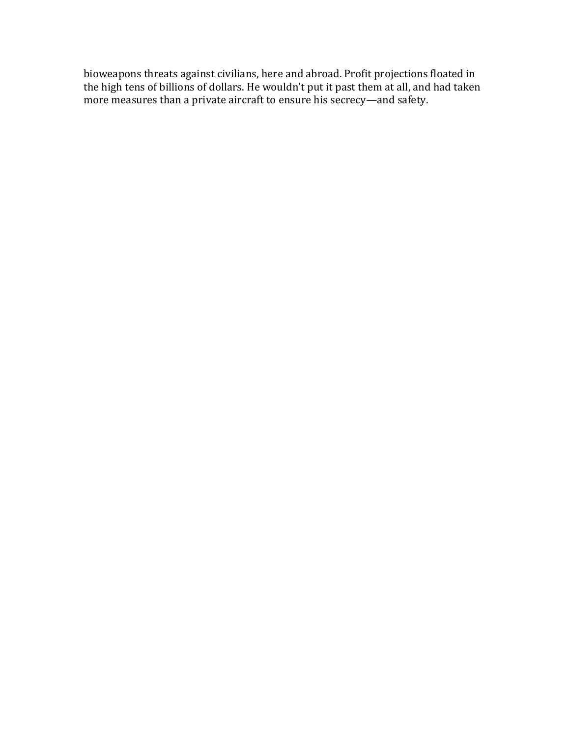bioweapons threats against civilians, here and abroad. Profit projections floated in the high tens of billions of dollars. He wouldn't put it past them at all, and had taken more measures than a private aircraft to ensure his secrecy—and safety.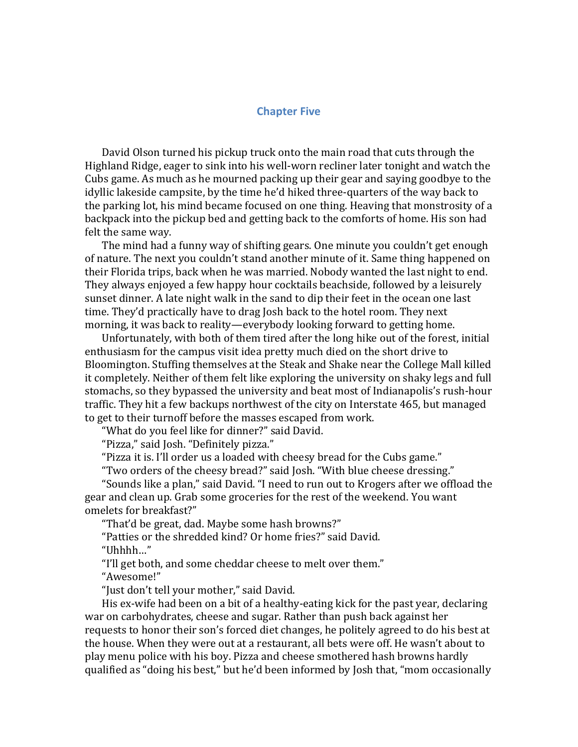## Chapter Five

David Olson turned his pickup truck onto the main road that cuts through the Highland Ridge, eager to sink into his well-worn recliner later tonight and watch the Cubs game. As much as he mourned packing up their gear and saying goodbye to the idyllic lakeside campsite, by the time he'd hiked three-quarters of the way back to the parking lot, his mind became focused on one thing. Heaving that monstrosity of a backpack into the pickup bed and getting back to the comforts of home. His son had felt the same way.

The mind had a funny way of shifting gears. One minute you couldn't get enough of nature. The next you couldn't stand another minute of it. Same thing happened on their Florida trips, back when he was married. Nobody wanted the last night to end. They always enjoyed a few happy hour cocktails beachside, followed by a leisurely sunset dinner. A late night walk in the sand to dip their feet in the ocean one last time. They'd practically have to drag Josh back to the hotel room. They next morning, it was back to reality—everybody looking forward to getting home.

Unfortunately, with both of them tired after the long hike out of the forest, initial enthusiasm for the campus visit idea pretty much died on the short drive to Bloomington. Stuffing themselves at the Steak and Shake near the College Mall killed it completely. Neither of them felt like exploring the university on shaky legs and full stomachs, so they bypassed the university and beat most of Indianapolis's rush-hour traffic. They hit a few backups northwest of the city on Interstate 465, but managed to get to their turnoff before the masses escaped from work.

"What do you feel like for dinner?" said David.

"Pizza," said Josh. "Definitely pizza."

"Pizza it is. I'll order us a loaded with cheesy bread for the Cubs game."

"Two orders of the cheesy bread?" said Josh. "With blue cheese dressing."

"Sounds like a plan," said David. "I need to run out to Krogers after we offload the gear and clean up. Grab some groceries for the rest of the weekend. You want omelets for breakfast?"

"That'd be great, dad. Maybe some hash browns?"

"Patties or the shredded kind? Or home fries?" said David.

"Uhhhh…"

"I'll get both, and some cheddar cheese to melt over them."

"Awesome!"

"Just don't tell your mother," said David.

His ex-wife had been on a bit of a healthy-eating kick for the past year, declaring war on carbohydrates, cheese and sugar. Rather than push back against her requests to honor their son's forced diet changes, he politely agreed to do his best at the house. When they were out at a restaurant, all bets were off. He wasn't about to play menu police with his boy. Pizza and cheese smothered hash browns hardly qualified as "doing his best," but he'd been informed by Josh that, "mom occasionally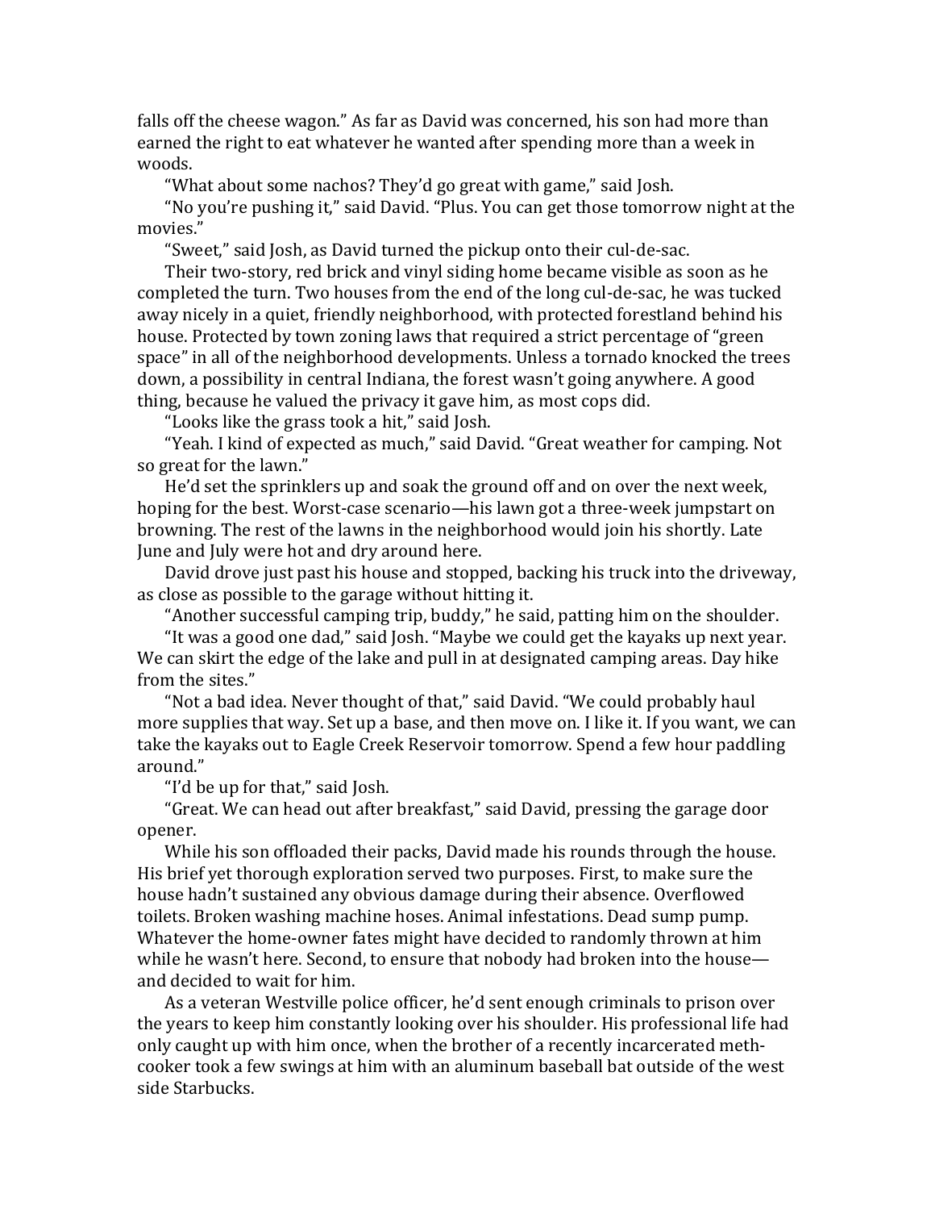falls off the cheese wagon." As far as David was concerned, his son had more than earned the right to eat whatever he wanted after spending more than a week in woods.

"What about some nachos? They'd go great with game," said Josh.

"No you're pushing it," said David. "Plus. You can get those tomorrow night at the movies."

"Sweet," said Josh, as David turned the pickup onto their cul-de-sac.

Their two-story, red brick and vinyl siding home became visible as soon as he completed the turn. Two houses from the end of the long cul-de-sac, he was tucked away nicely in a quiet, friendly neighborhood, with protected forestland behind his house. Protected by town zoning laws that required a strict percentage of "green space" in all of the neighborhood developments. Unless a tornado knocked the trees down, a possibility in central Indiana, the forest wasn't going anywhere. A good thing, because he valued the privacy it gave him, as most cops did.

"Looks like the grass took a hit," said Josh.

"Yeah. I kind of expected as much," said David. "Great weather for camping. Not so great for the lawn."

He'd set the sprinklers up and soak the ground off and on over the next week, hoping for the best. Worst-case scenario—his lawn got a three-week jumpstart on browning. The rest of the lawns in the neighborhood would join his shortly. Late June and July were hot and dry around here.

David drove just past his house and stopped, backing his truck into the driveway, as close as possible to the garage without hitting it.

"Another successful camping trip, buddy," he said, patting him on the shoulder.

"It was a good one dad," said Josh. "Maybe we could get the kayaks up next year. We can skirt the edge of the lake and pull in at designated camping areas. Day hike from the sites."

"Not a bad idea. Never thought of that," said David. "We could probably haul more supplies that way. Set up a base, and then move on. I like it. If you want, we can take the kayaks out to Eagle Creek Reservoir tomorrow. Spend a few hour paddling around."

"I'd be up for that," said Josh.

"Great. We can head out after breakfast," said David, pressing the garage door opener.

While his son offloaded their packs, David made his rounds through the house. His brief yet thorough exploration served two purposes. First, to make sure the house hadn't sustained any obvious damage during their absence. Overflowed toilets. Broken washing machine hoses. Animal infestations. Dead sump pump. Whatever the home-owner fates might have decided to randomly thrown at him while he wasn't here. Second, to ensure that nobody had broken into the house—and decided to wait for him.

As a veteran Westville police officer, he'd sent enough criminals to prison over the years to keep him constantly looking over his shoulder. His professional life had only caught up with him once, when the brother of a recently incarcerated meth-cooker took a few swings at him with an aluminum baseball bat outside of the west side Starbucks.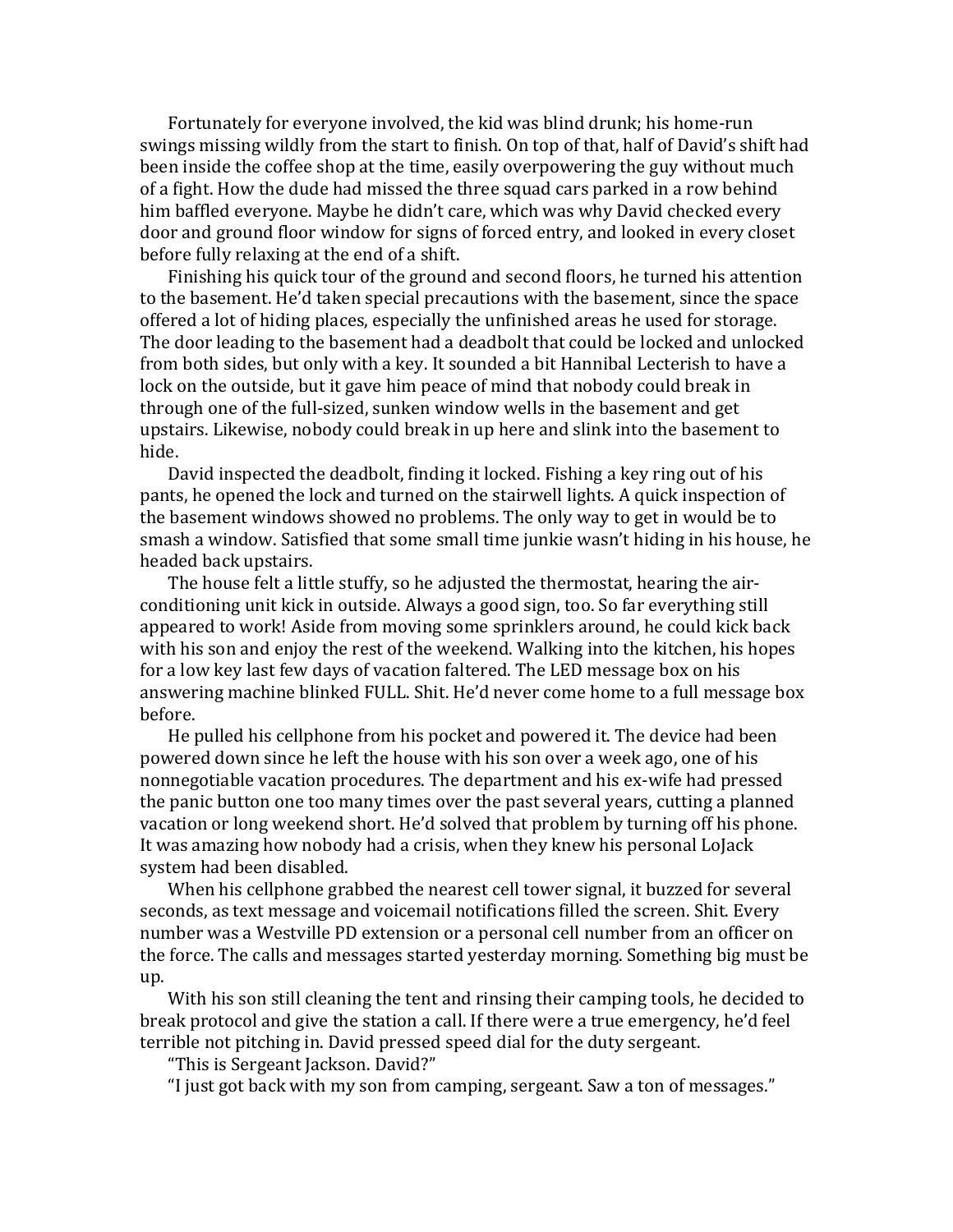Fortunately for everyone involved, the kid was blind drunk; his home-run swings missing wildly from the start to finish. On top of that, half of David's shift had been inside the coffee shop at the time, easily overpowering the guy without much of a fight. How the dude had missed the three squad cars parked in a row behind him baffled everyone. Maybe he didn't care, which was why David checked every door and ground floor window for signs of forced entry, and looked in every closet before fully relaxing at the end of a shift.

Finishing his quick tour of the ground and second floors, he turned his attention to the basement. He'd taken special precautions with the basement, since the space offered a lot of hiding places, especially the unfinished areas he used for storage. The door leading to the basement had a deadbolt that could be locked and unlocked from both sides, but only with a key. It sounded a bit Hannibal Lecterish to have a lock on the outside, but it gave him peace of mind that nobody could break in through one of the full-sized, sunken window wells in the basement and get upstairs. Likewise, nobody could break in up here and slink into the basement to hide.

David inspected the deadbolt, finding it locked. Fishing a key ring out of his pants, he opened the lock and turned on the stairwell lights. A quick inspection of the basement windows showed no problems. The only way to get in would be to smash a window. Satisfied that some small time junkie wasn't hiding in his house, he headed back upstairs.

The house felt a little stuffy, so he adjusted the thermostat, hearing the air-conditioning unit kick in outside. Always a good sign, too. So far everything still appeared to work! Aside from moving some sprinklers around, he could kick back with his son and enjoy the rest of the weekend. Walking into the kitchen, his hopes for a low key last few days of vacation faltered. The LED message box on his answering machine blinked FULL. Shit. He'd never come home to a full message box before.

He pulled his cellphone from his pocket and powered it. The device had been powered down since he left the house with his son over a week ago, one of his nonnegotiable vacation procedures. The department and his ex-wife had pressed the panic button one too many times over the past several years, cutting a planned vacation or long weekend short. He'd solved that problem by turning off his phone. It was amazing how nobody had a crisis, when they knew his personal LoJack system had been disabled.

When his cellphone grabbed the nearest cell tower signal, it buzzed for several seconds, as text message and voicemail notifications filled the screen. Shit. Every number was a Westville PD extension or a personal cell number from an officer on the force. The calls and messages started yesterday morning. Something big must be up.

With his son still cleaning the tent and rinsing their camping tools, he decided to break protocol and give the station a call. If there were a true emergency, he'd feel terrible not pitching in. David pressed speed dial for the duty sergeant.

"This is Sergeant Jackson. David?"

"I just got back with my son from camping, sergeant. Saw a ton of messages."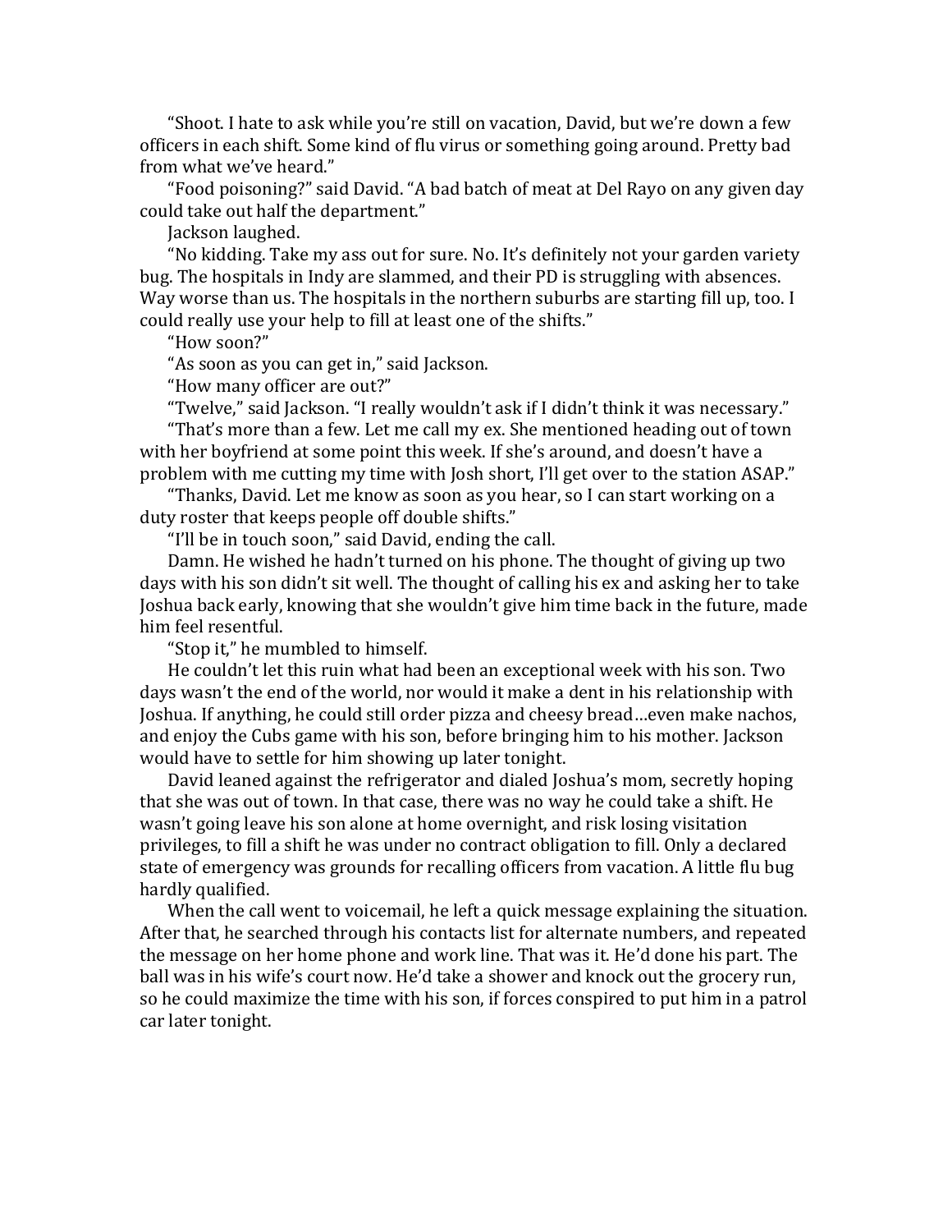"Shoot. I hate to ask while you're still on vacation, David, but we're down a few officers in each shift. Some kind of flu virus or something going around. Pretty bad from what we've heard."

"Food poisoning?" said David. "A bad batch of meat at Del Rayo on any given day could take out half the department."

Jackson laughed.

"No kidding. Take my ass out for sure. No. It's definitely not your garden variety bug. The hospitals in Indy are slammed, and their PD is struggling with absences. Way worse than us. The hospitals in the northern suburbs are starting fill up, too. I could really use your help to fill at least one of the shifts."

"How soon?"

"As soon as you can get in," said Jackson.

"How many officer are out?"

"Twelve," said Jackson. "I really wouldn't ask if I didn't think it was necessary."

"That's more than a few. Let me call my ex. She mentioned heading out of town with her boyfriend at some point this week. If she's around, and doesn't have a problem with me cutting my time with Josh short, I'll get over to the station ASAP."

"Thanks, David. Let me know as soon as you hear, so I can start working on a duty roster that keeps people off double shifts."

"I'll be in touch soon," said David, ending the call.

Damn. He wished he hadn't turned on his phone. The thought of giving up two days with his son didn't sit well. The thought of calling his ex and asking her to take Joshua back early, knowing that she wouldn't give him time back in the future, made him feel resentful.

"Stop it," he mumbled to himself.

He couldn't let this ruin what had been an exceptional week with his son. Two days wasn't the end of the world, nor would it make a dent in his relationship with Joshua. If anything, he could still order pizza and cheesy bread…even make nachos, and enjoy the Cubs game with his son, before bringing him to his mother. Jackson would have to settle for him showing up later tonight.

David leaned against the refrigerator and dialed Joshua's mom, secretly hoping that she was out of town. In that case, there was no way he could take a shift. He wasn't going leave his son alone at home overnight, and risk losing visitation privileges, to fill a shift he was under no contract obligation to fill. Only a declared state of emergency was grounds for recalling officers from vacation. A little flu bug hardly qualified.

When the call went to voicemail, he left a quick message explaining the situation. After that, he searched through his contacts list for alternate numbers, and repeated the message on her home phone and work line. That was it. He'd done his part. The ball was in his wife's court now. He'd take a shower and knock out the grocery run, so he could maximize the time with his son, if forces conspired to put him in a patrol car later tonight.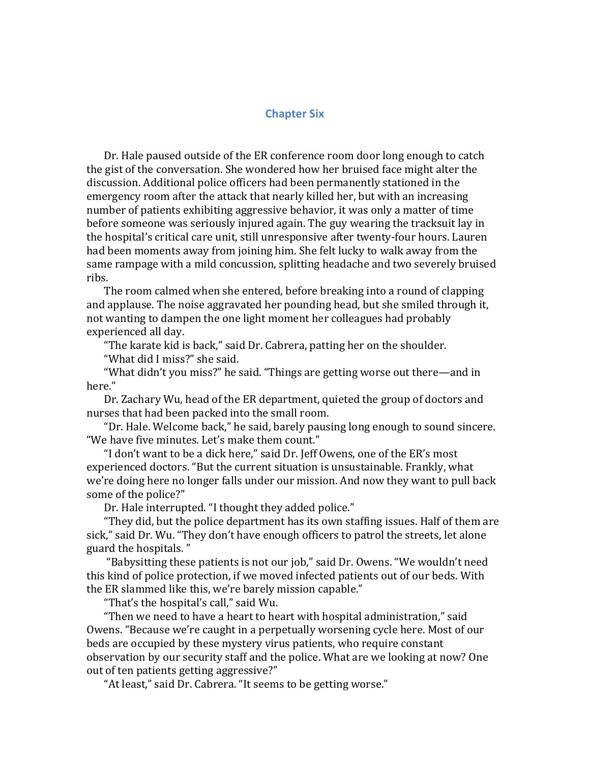## Chapter Six

Dr. Hale paused outside of the ER conference room door long enough to catch the gist of the conversation. She wondered how her bruised face might alter the discussion. Additional police officers had been permanently stationed in the emergency room after the attack that nearly killed her, but with an increasing number of patients exhibiting aggressive behavior, it was only a matter of time before someone was seriously injured again. The guy wearing the tracksuit lay in the hospital's critical care unit, still unresponsive after twenty-four hours. Lauren had been moments away from joining him. She felt lucky to walk away from the same rampage with a mild concussion, splitting headache and two severely bruised ribs.

The room calmed when she entered, before breaking into a round of clapping and applause. The noise aggravated her pounding head, but she smiled through it, not wanting to dampen the one light moment her colleagues had probably experienced all day.

"The karate kid is back," said Dr. Cabrera, patting her on the shoulder.

"What did I miss?" she said.

"What didn't you miss?" he said. "Things are getting worse out there—and in here."

Dr. Zachary Wu, head of the ER department, quieted the group of doctors and nurses that had been packed into the small room.

"Dr. Hale. Welcome back," he said, barely pausing long enough to sound sincere. "We have five minutes. Let's make them count."

"I don't want to be a dick here," said Dr. Jeff Owens, one of the ER's most experienced doctors. "But the current situation is unsustainable. Frankly, what we're doing here no longer falls under our mission. And now they want to pull back some of the police?"

Dr. Hale interrupted. "I thought they added police."

"They did, but the police department has its own staffing issues. Half of them are sick," said Dr. Wu. "They don't have enough officers to patrol the streets, let alone guard the hospitals. "

"Babysitting these patients is not our job," said Dr. Owens. "We wouldn't need this kind of police protection, if we moved infected patients out of our beds. With the ER slammed like this, we're barely mission capable."

"That's the hospital's call," said Wu.

"Then we need to have a heart to heart with hospital administration," said Owens. "Because we're caught in a perpetually worsening cycle here. Most of our beds are occupied by these mystery virus patients, who require constant observation by our security staff and the police. What are we looking at now? One out of ten patients getting aggressive?"

"At least," said Dr. Cabrera. "It seems to be getting worse."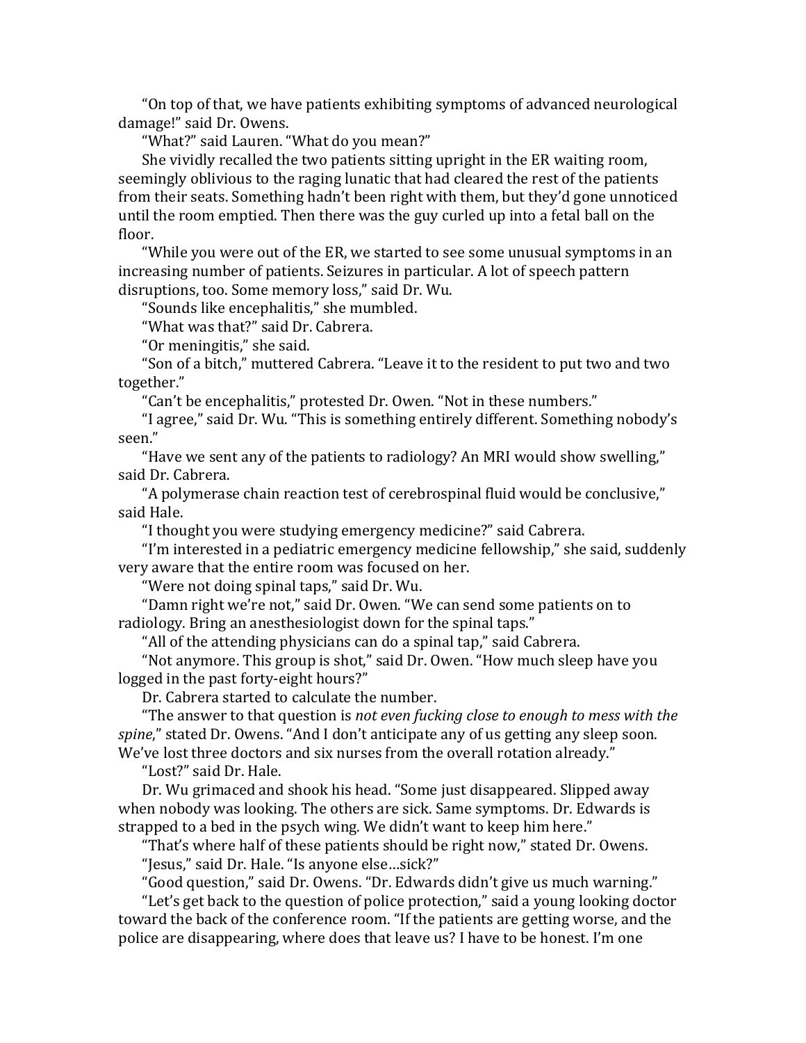"On top of that, we have patients exhibiting symptoms of advanced neurological damage!" said Dr. Owens.

"What?" said Lauren. "What do you mean?"

She vividly recalled the two patients sitting upright in the ER waiting room, seemingly oblivious to the raging lunatic that had cleared the rest of the patients from their seats. Something hadn't been right with them, but they'd gone unnoticed until the room emptied. Then there was the guy curled up into a fetal ball on the floor.

"While you were out of the ER, we started to see some unusual symptoms in an increasing number of patients. Seizures in particular. A lot of speech pattern disruptions, too. Some memory loss," said Dr. Wu.

"Sounds like encephalitis," she mumbled.

"What was that?" said Dr. Cabrera.

"Or meningitis," she said.

"Son of a bitch," muttered Cabrera. "Leave it to the resident to put two and two together."

"Can't be encephalitis," protested Dr. Owen. "Not in these numbers."

"I agree," said Dr. Wu. "This is something entirely different. Something nobody's seen."

"Have we sent any of the patients to radiology? An MRI would show swelling," said Dr. Cabrera.

"A polymerase chain reaction test of cerebrospinal fluid would be conclusive," said Hale.

"I thought you were studying emergency medicine?" said Cabrera.

"I'm interested in a pediatric emergency medicine fellowship," she said, suddenly very aware that the entire room was focused on her.

"Were not doing spinal taps," said Dr. Wu.

"Damn right we're not," said Dr. Owen. "We can send some patients on to radiology. Bring an anesthesiologist down for the spinal taps."

"All of the attending physicians can do a spinal tap," said Cabrera.

"Not anymore. This group is shot," said Dr. Owen. "How much sleep have you logged in the past forty-eight hours?"

Dr. Cabrera started to calculate the number.

"The answer to that question is *not even fucking close to enough to mess with the spine*," stated Dr. Owens. "And I don't anticipate any of us getting any sleep soon. We've lost three doctors and six nurses from the overall rotation already."

"Lost?" said Dr. Hale.

Dr. Wu grimaced and shook his head. "Some just disappeared. Slipped away when nobody was looking. The others are sick. Same symptoms. Dr. Edwards is strapped to a bed in the psych wing. We didn't want to keep him here."

"That's where half of these patients should be right now," stated Dr. Owens.

"Jesus," said Dr. Hale. "Is anyone else…sick?"

"Good question," said Dr. Owens. "Dr. Edwards didn't give us much warning."

"Let's get back to the question of police protection," said a young looking doctor toward the back of the conference room. "If the patients are getting worse, and the police are disappearing, where does that leave us? I have to be honest. I'm one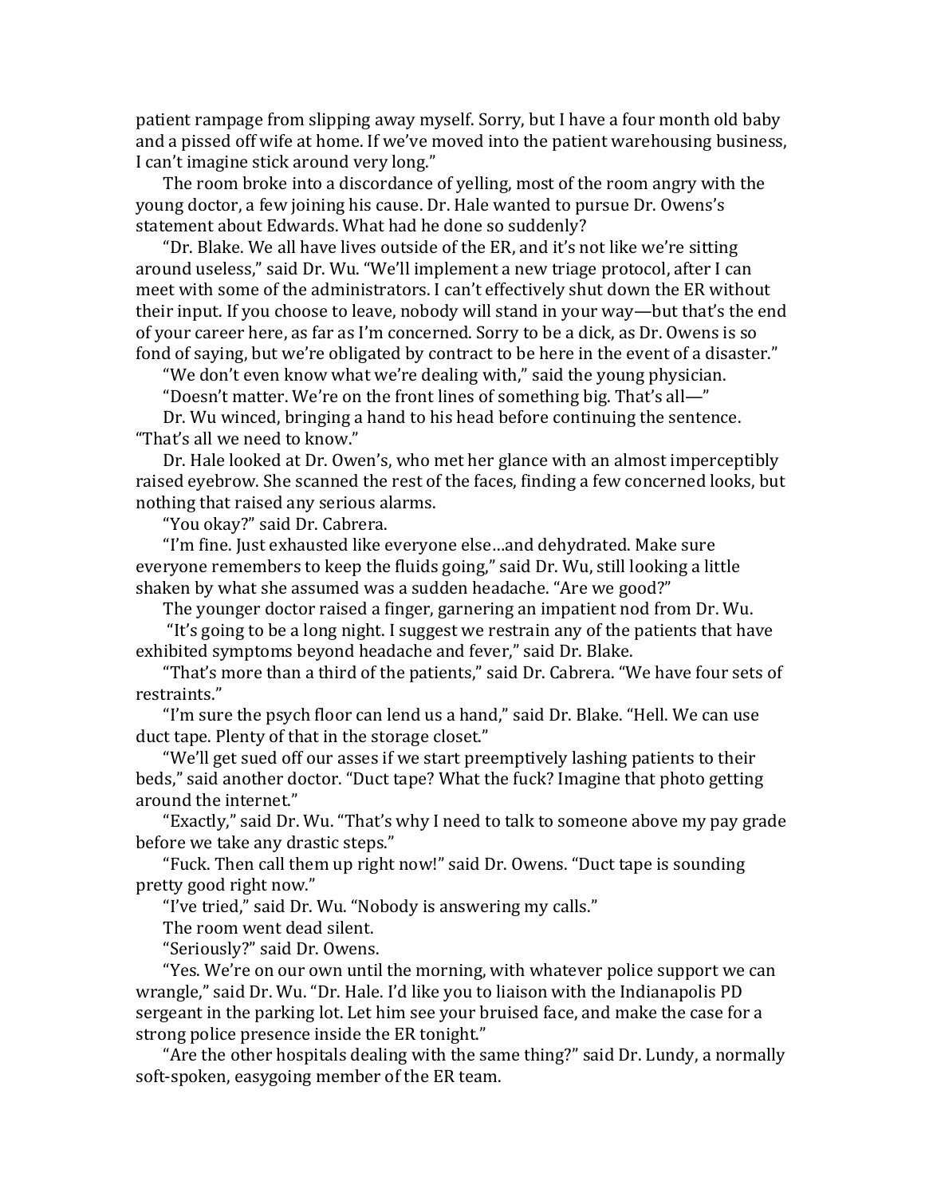patient rampage from slipping away myself. Sorry, but I have a four month old baby and a pissed off wife at home. If we've moved into the patient warehousing business, I can't imagine stick around very long."

The room broke into a discordance of yelling, most of the room angry with the young doctor, a few joining his cause. Dr. Hale wanted to pursue Dr. Owens's statement about Edwards. What had he done so suddenly?

"Dr. Blake. We all have lives outside of the ER, and it's not like we're sitting around useless," said Dr. Wu. "We'll implement a new triage protocol, after I can meet with some of the administrators. I can't effectively shut down the ER without their input. If you choose to leave, nobody will stand in your way—but that's the end of your career here, as far as I'm concerned. Sorry to be a dick, as Dr. Owens is so fond of saying, but we're obligated by contract to be here in the event of a disaster."

"We don't even know what we're dealing with," said the young physician.

"Doesn't matter. We're on the front lines of something big. That's all—"

Dr. Wu winced, bringing a hand to his head before continuing the sentence. "That's all we need to know."

Dr. Hale looked at Dr. Owen's, who met her glance with an almost imperceptibly raised eyebrow. She scanned the rest of the faces, finding a few concerned looks, but nothing that raised any serious alarms.

"You okay?" said Dr. Cabrera.

"I'm fine. Just exhausted like everyone else…and dehydrated. Make sure everyone remembers to keep the fluids going," said Dr. Wu, still looking a little shaken by what she assumed was a sudden headache. "Are we good?"

The younger doctor raised a finger, garnering an impatient nod from Dr. Wu.

"It's going to be a long night. I suggest we restrain any of the patients that have exhibited symptoms beyond headache and fever," said Dr. Blake.

"That's more than a third of the patients," said Dr. Cabrera. "We have four sets of restraints."

"I'm sure the psych floor can lend us a hand," said Dr. Blake. "Hell. We can use duct tape. Plenty of that in the storage closet."

"We'll get sued off our asses if we start preemptively lashing patients to their beds," said another doctor. "Duct tape? What the fuck? Imagine that photo getting around the internet."

"Exactly," said Dr. Wu. "That's why I need to talk to someone above my pay grade before we take any drastic steps."

"Fuck. Then call them up right now!" said Dr. Owens. "Duct tape is sounding pretty good right now."

"I've tried," said Dr. Wu. "Nobody is answering my calls."

The room went dead silent.

"Seriously?" said Dr. Owens.

"Yes. We're on our own until the morning, with whatever police support we can wrangle," said Dr. Wu. "Dr. Hale. I'd like you to liaison with the Indianapolis PD sergeant in the parking lot. Let him see your bruised face, and make the case for a strong police presence inside the ER tonight."

"Are the other hospitals dealing with the same thing?" said Dr. Lundy, a normally soft-spoken, easygoing member of the ER team.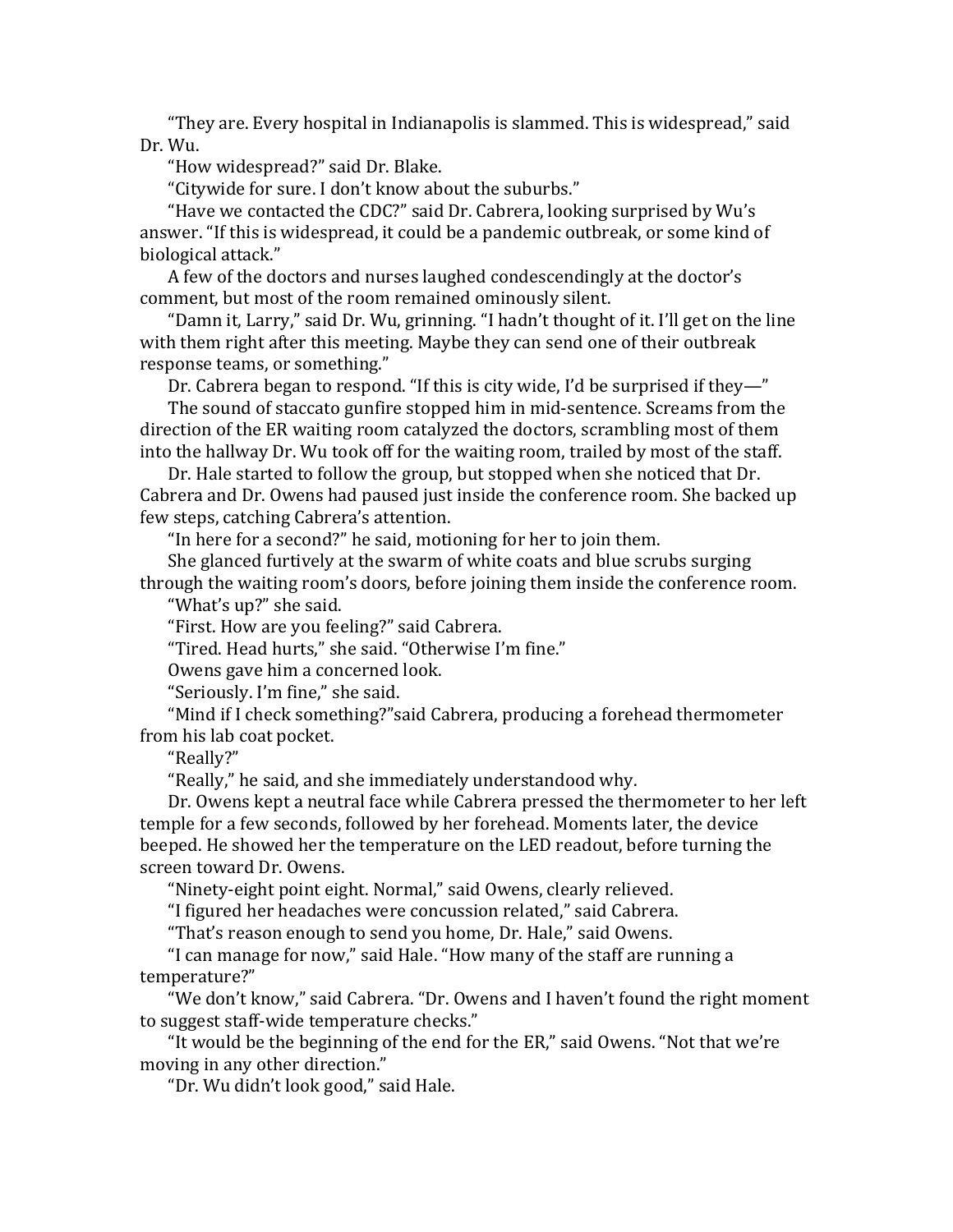"They are. Every hospital in Indianapolis is slammed. This is widespread," said Dr. Wu.

"How widespread?" said Dr. Blake.

"Citywide for sure. I don't know about the suburbs."

"Have we contacted the CDC?" said Dr. Cabrera, looking surprised by Wu's answer. "If this is widespread, it could be a pandemic outbreak, or some kind of biological attack."

A few of the doctors and nurses laughed condescendingly at the doctor's comment, but most of the room remained ominously silent.

"Damn it, Larry," said Dr. Wu, grinning. "I hadn't thought of it. I'll get on the line with them right after this meeting. Maybe they can send one of their outbreak response teams, or something."

Dr. Cabrera began to respond. "If this is city wide, I'd be surprised if they—"

The sound of staccato gunfire stopped him in mid-sentence. Screams from the direction of the ER waiting room catalyzed the doctors, scrambling most of them into the hallway Dr. Wu took off for the waiting room, trailed by most of the staff.

Dr. Hale started to follow the group, but stopped when she noticed that Dr. Cabrera and Dr. Owens had paused just inside the conference room. She backed up few steps, catching Cabrera's attention.

"In here for a second?" he said, motioning for her to join them.

She glanced furtively at the swarm of white coats and blue scrubs surging through the waiting room's doors, before joining them inside the conference room.

"What's up?" she said.

"First. How are you feeling?" said Cabrera.

"Tired. Head hurts," she said. "Otherwise I'm fine."

Owens gave him a concerned look.

"Seriously. I'm fine," she said.

"Mind if I check something?"said Cabrera, producing a forehead thermometer from his lab coat pocket.

"Really?"

"Really," he said, and she immediately understandood why.

Dr. Owens kept a neutral face while Cabrera pressed the thermometer to her left temple for a few seconds, followed by her forehead. Moments later, the device beeped. He showed her the temperature on the LED readout, before turning the screen toward Dr. Owens.

"Ninety-eight point eight. Normal," said Owens, clearly relieved.

"I figured her headaches were concussion related," said Cabrera.

"That's reason enough to send you home, Dr. Hale," said Owens.

"I can manage for now," said Hale. "How many of the staff are running a temperature?"

"We don't know," said Cabrera. "Dr. Owens and I haven't found the right moment to suggest staff-wide temperature checks."

"It would be the beginning of the end for the ER," said Owens. "Not that we're moving in any other direction."

"Dr. Wu didn't look good," said Hale.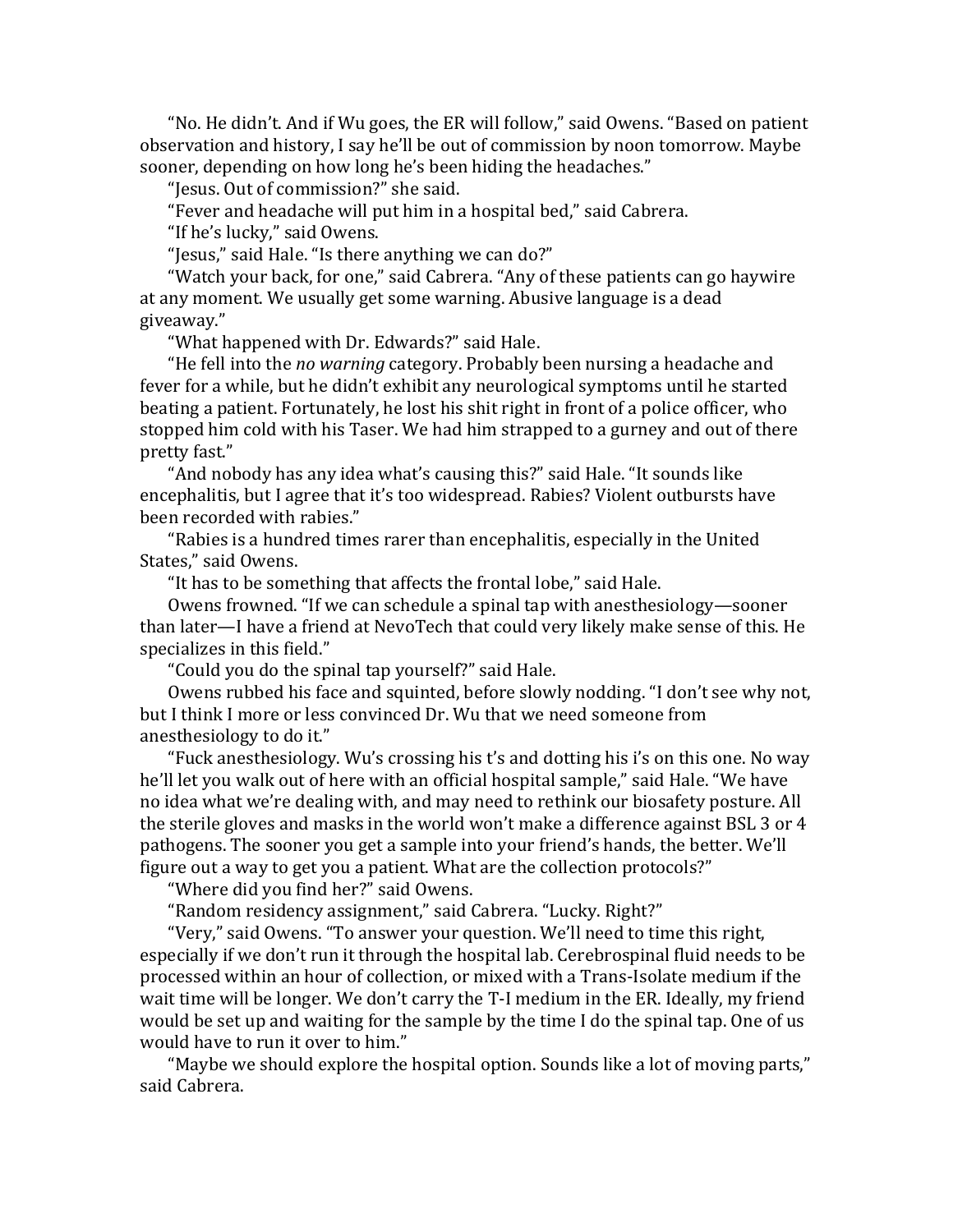"No. He didn't. And if Wu goes, the ER will follow," said Owens. "Based on patient observation and history, I say he'll be out of commission by noon tomorrow. Maybe sooner, depending on how long he's been hiding the headaches."

"Jesus. Out of commission?" she said.

"Fever and headache will put him in a hospital bed," said Cabrera.

"If he's lucky," said Owens.

"Jesus," said Hale. "Is there anything we can do?"

"Watch your back, for one," said Cabrera. "Any of these patients can go haywire at any moment. We usually get some warning. Abusive language is a dead giveaway."

"What happened with Dr. Edwards?" said Hale.

"He fell into the *no warning* category. Probably been nursing a headache and fever for a while, but he didn't exhibit any neurological symptoms until he started beating a patient. Fortunately, he lost his shit right in front of a police officer, who stopped him cold with his Taser. We had him strapped to a gurney and out of there pretty fast."

"And nobody has any idea what's causing this?" said Hale. "It sounds like encephalitis, but I agree that it's too widespread. Rabies? Violent outbursts have been recorded with rabies."

"Rabies is a hundred times rarer than encephalitis, especially in the United States," said Owens.

"It has to be something that affects the frontal lobe," said Hale.

Owens frowned. "If we can schedule a spinal tap with anesthesiology—sooner than later—I have a friend at NevoTech that could very likely make sense of this. He specializes in this field."

"Could you do the spinal tap yourself?" said Hale.

Owens rubbed his face and squinted, before slowly nodding. "I don't see why not, but I think I more or less convinced Dr. Wu that we need someone from anesthesiology to do it."

"Fuck anesthesiology. Wu's crossing his t's and dotting his i's on this one. No way he'll let you walk out of here with an official hospital sample," said Hale. "We have no idea what we're dealing with, and may need to rethink our biosafety posture. All the sterile gloves and masks in the world won't make a difference against BSL 3 or 4 pathogens. The sooner you get a sample into your friend's hands, the better. We'll figure out a way to get you a patient. What are the collection protocols?"

"Where did you find her?" said Owens.

"Random residency assignment," said Cabrera. "Lucky. Right?"

"Very," said Owens. "To answer your question. We'll need to time this right, especially if we don't run it through the hospital lab. Cerebrospinal fluid needs to be processed within an hour of collection, or mixed with a Trans-Isolate medium if the wait time will be longer. We don't carry the T-I medium in the ER. Ideally, my friend would be set up and waiting for the sample by the time I do the spinal tap. One of us would have to run it over to him."

"Maybe we should explore the hospital option. Sounds like a lot of moving parts," said Cabrera.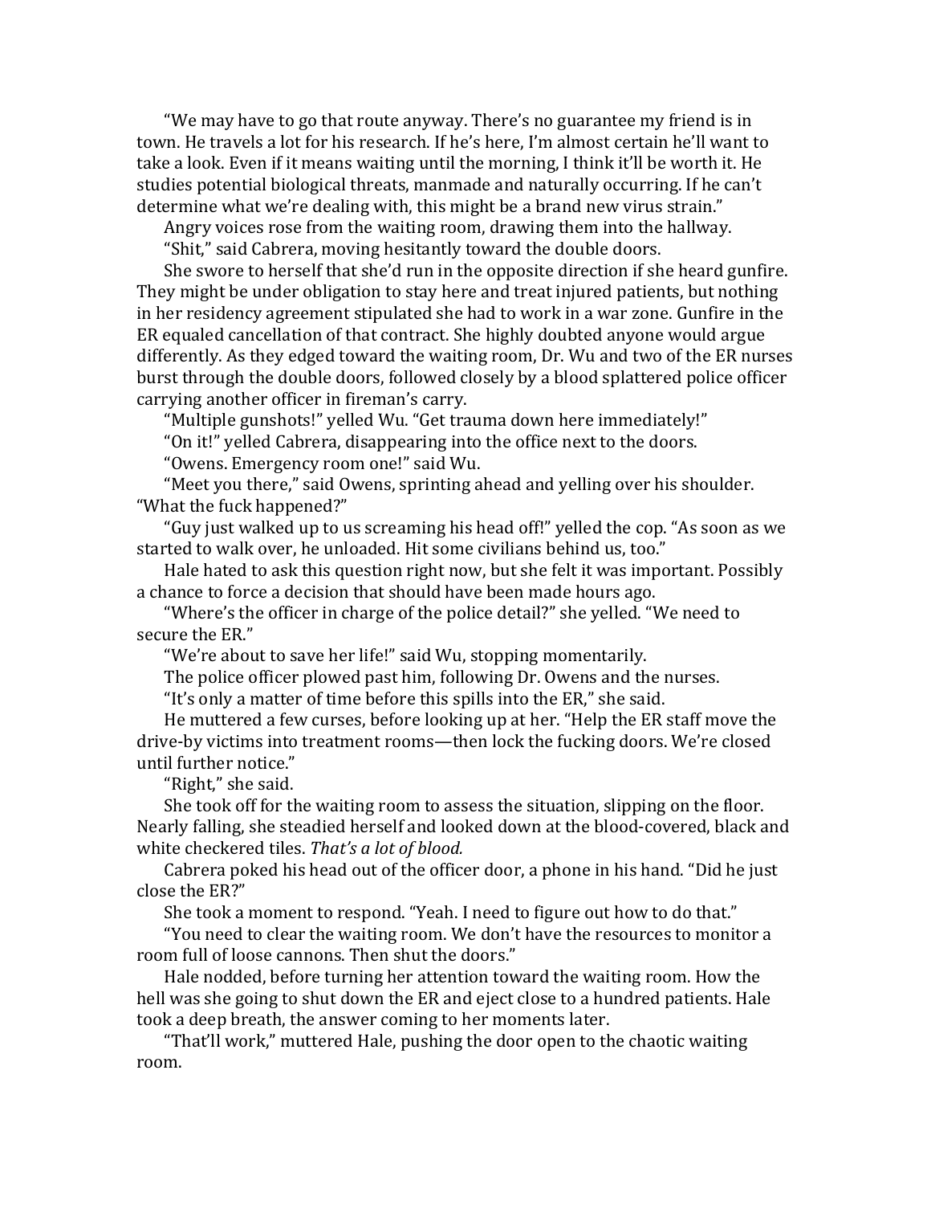"We may have to go that route anyway. There's no guarantee my friend is in town. He travels a lot for his research. If he's here, I'm almost certain he'll want to take a look. Even if it means waiting until the morning, I think it'll be worth it. He studies potential biological threats, manmade and naturally occurring. If he can't determine what we're dealing with, this might be a brand new virus strain."

Angry voices rose from the waiting room, drawing them into the hallway.

"Shit," said Cabrera, moving hesitantly toward the double doors.

She swore to herself that she'd run in the opposite direction if she heard gunfire. They might be under obligation to stay here and treat injured patients, but nothing in her residency agreement stipulated she had to work in a war zone. Gunfire in the ER equaled cancellation of that contract. She highly doubted anyone would argue differently. As they edged toward the waiting room, Dr. Wu and two of the ER nurses burst through the double doors, followed closely by a blood splattered police officer carrying another officer in fireman's carry.

"Multiple gunshots!" yelled Wu. "Get trauma down here immediately!"

"On it!" yelled Cabrera, disappearing into the office next to the doors.

"Owens. Emergency room one!" said Wu.

"Meet you there," said Owens, sprinting ahead and yelling over his shoulder. "What the fuck happened?"

"Guy just walked up to us screaming his head off!" yelled the cop. "As soon as we started to walk over, he unloaded. Hit some civilians behind us, too."

Hale hated to ask this question right now, but she felt it was important. Possibly a chance to force a decision that should have been made hours ago.

"Where's the officer in charge of the police detail?" she yelled. "We need to secure the ER."

"We're about to save her life!" said Wu, stopping momentarily.

The police officer plowed past him, following Dr. Owens and the nurses.

"It's only a matter of time before this spills into the ER," she said.

He muttered a few curses, before looking up at her. "Help the ER staff move the drive-by victims into treatment rooms—then lock the fucking doors. We're closed until further notice."

"Right," she said.

She took off for the waiting room to assess the situation, slipping on the floor. Nearly falling, she steadied herself and looked down at the blood-covered, black and white checkered tiles. *That's a lot of blood.*

Cabrera poked his head out of the officer door, a phone in his hand. "Did he just close the ER?"

She took a moment to respond. "Yeah. I need to figure out how to do that."

"You need to clear the waiting room. We don't have the resources to monitor a room full of loose cannons. Then shut the doors."

Hale nodded, before turning her attention toward the waiting room. How the hell was she going to shut down the ER and eject close to a hundred patients. Hale took a deep breath, the answer coming to her moments later.

"That'll work," muttered Hale, pushing the door open to the chaotic waiting room.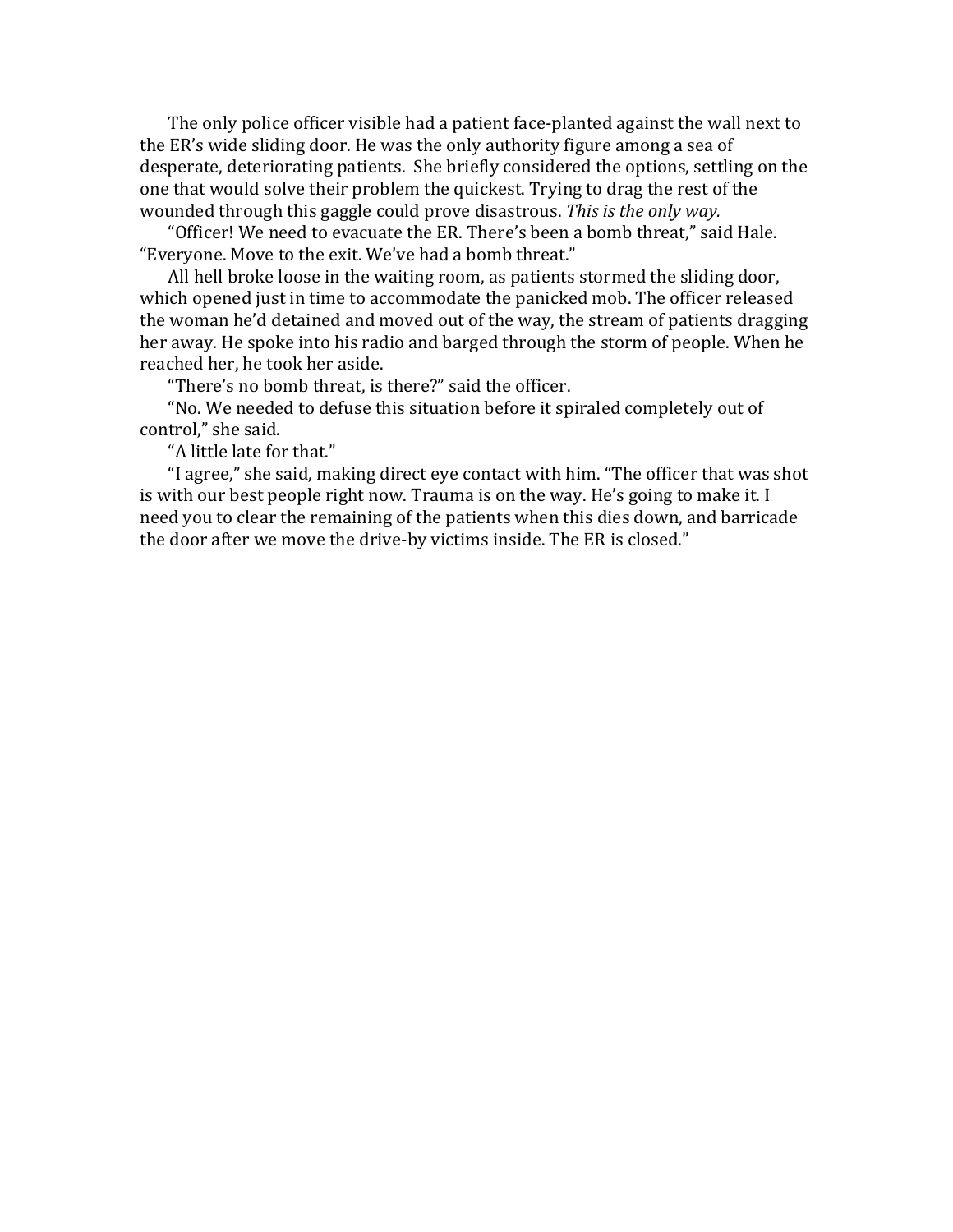The only police officer visible had a patient face-planted against the wall next to the ER's wide sliding door. He was the only authority figure among a sea of desperate, deteriorating patients. She briefly considered the options, settling on the one that would solve their problem the quickest. Trying to drag the rest of the wounded through this gaggle could prove disastrous. *This is the only way.*

"Officer! We need to evacuate the ER. There's been a bomb threat," said Hale. "Everyone. Move to the exit. We've had a bomb threat."

All hell broke loose in the waiting room, as patients stormed the sliding door, which opened just in time to accommodate the panicked mob. The officer released the woman he'd detained and moved out of the way, the stream of patients dragging her away. He spoke into his radio and barged through the storm of people. When he reached her, he took her aside.

"There's no bomb threat, is there?" said the officer.

"No. We needed to defuse this situation before it spiraled completely out of control," she said.

"A little late for that."

"I agree," she said, making direct eye contact with him. "The officer that was shot is with our best people right now. Trauma is on the way. He's going to make it. I need you to clear the remaining of the patients when this dies down, and barricade the door after we move the drive-by victims inside. The ER is closed."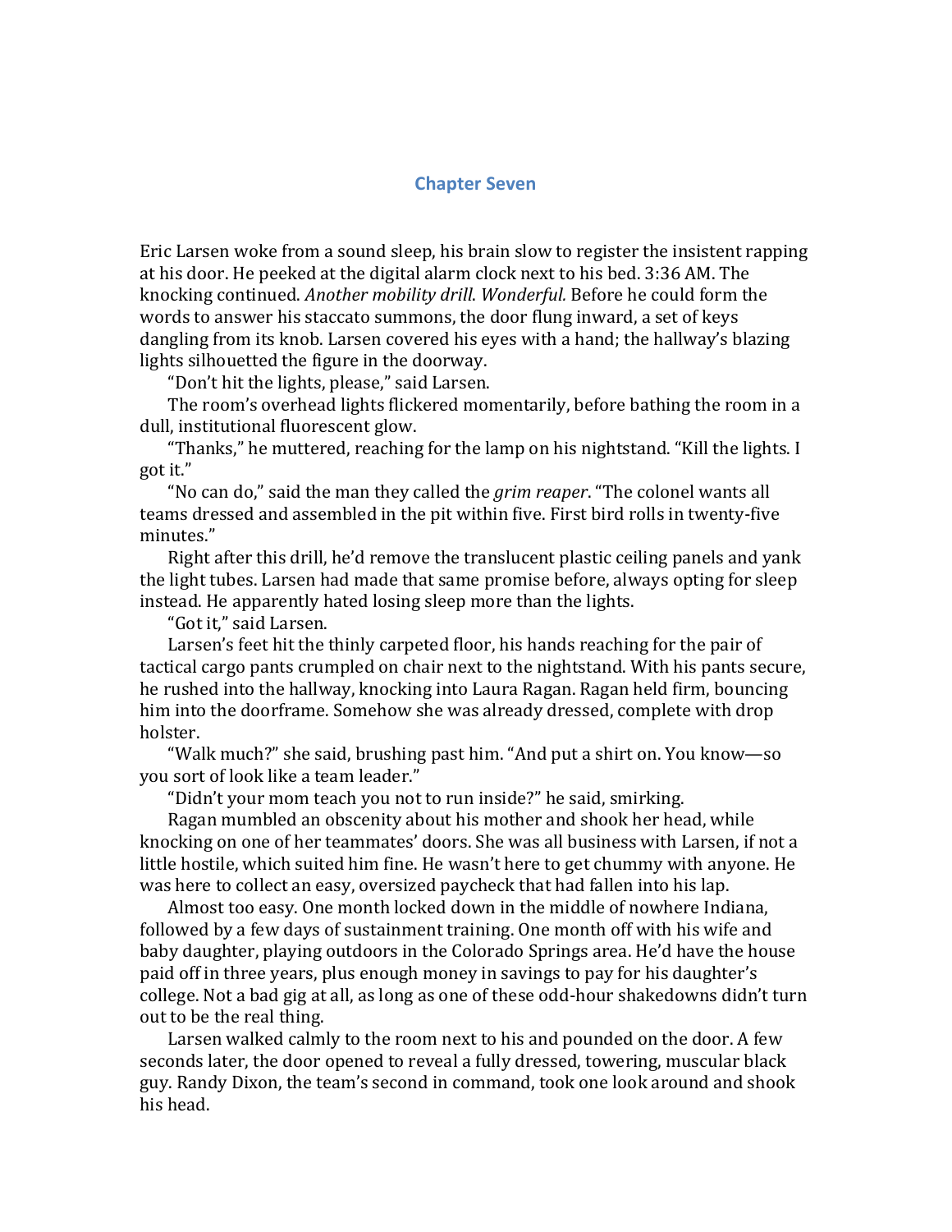## Chapter Seven

Eric Larsen woke from a sound sleep, his brain slow to register the insistent rapping at his door. He peeked at the digital alarm clock next to his bed. 3:36 AM. The knocking continued. *Another mobility drill. Wonderful.* Before he could form the words to answer his staccato summons, the door flung inward, a set of keys dangling from its knob. Larsen covered his eyes with a hand; the hallway's blazing lights silhouetted the figure in the doorway.

"Don't hit the lights, please," said Larsen.

The room's overhead lights flickered momentarily, before bathing the room in a dull, institutional fluorescent glow.

"Thanks," he muttered, reaching for the lamp on his nightstand. "Kill the lights. I got it."

"No can do," said the man they called the *grim reaper*. "The colonel wants all teams dressed and assembled in the pit within five. First bird rolls in twenty-five minutes."

Right after this drill, he'd remove the translucent plastic ceiling panels and yank the light tubes. Larsen had made that same promise before, always opting for sleep instead. He apparently hated losing sleep more than the lights.

"Got it," said Larsen.

Larsen's feet hit the thinly carpeted floor, his hands reaching for the pair of tactical cargo pants crumpled on chair next to the nightstand. With his pants secure, he rushed into the hallway, knocking into Laura Ragan. Ragan held firm, bouncing him into the doorframe. Somehow she was already dressed, complete with drop holster.

"Walk much?" she said, brushing past him. "And put a shirt on. You know—so you sort of look like a team leader."

"Didn't your mom teach you not to run inside?" he said, smirking.

Ragan mumbled an obscenity about his mother and shook her head, while knocking on one of her teammates' doors. She was all business with Larsen, if not a little hostile, which suited him fine. He wasn't here to get chummy with anyone. He was here to collect an easy, oversized paycheck that had fallen into his lap.

Almost too easy. One month locked down in the middle of nowhere Indiana, followed by a few days of sustainment training. One month off with his wife and baby daughter, playing outdoors in the Colorado Springs area. He'd have the house paid off in three years, plus enough money in savings to pay for his daughter's college. Not a bad gig at all, as long as one of these odd-hour shakedowns didn't turn out to be the real thing.

Larsen walked calmly to the room next to his and pounded on the door. A few seconds later, the door opened to reveal a fully dressed, towering, muscular black guy. Randy Dixon, the team's second in command, took one look around and shook his head.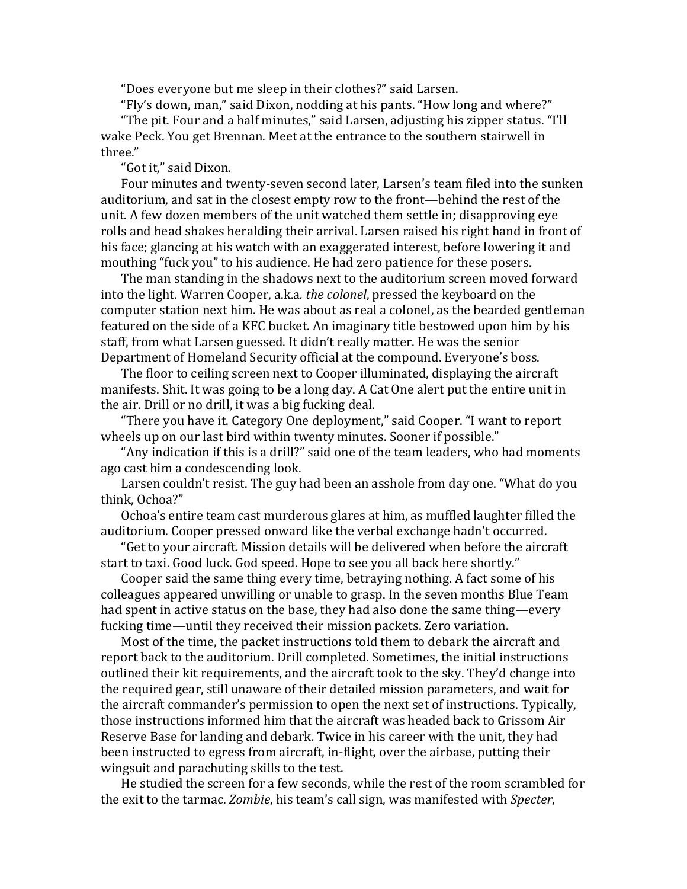"Does everyone but me sleep in their clothes?" said Larsen.

"Fly's down, man," said Dixon, nodding at his pants. "How long and where?"

"The pit. Four and a half minutes," said Larsen, adjusting his zipper status. "I'll wake Peck. You get Brennan. Meet at the entrance to the southern stairwell in three."

"Got it," said Dixon.

Four minutes and twenty-seven second later, Larsen's team filed into the sunken auditorium, and sat in the closest empty row to the front—behind the rest of the unit. A few dozen members of the unit watched them settle in; disapproving eye rolls and head shakes heralding their arrival. Larsen raised his right hand in front of his face; glancing at his watch with an exaggerated interest, before lowering it and mouthing "fuck you" to his audience. He had zero patience for these posers.

The man standing in the shadows next to the auditorium screen moved forward into the light. Warren Cooper, a.k.a. *the colonel*, pressed the keyboard on the computer station next him. He was about as real a colonel, as the bearded gentleman featured on the side of a KFC bucket. An imaginary title bestowed upon him by his staff, from what Larsen guessed. It didn't really matter. He was the senior Department of Homeland Security official at the compound. Everyone's boss.

The floor to ceiling screen next to Cooper illuminated, displaying the aircraft manifests. Shit. It was going to be a long day. A Cat One alert put the entire unit in the air. Drill or no drill, it was a big fucking deal.

"There you have it. Category One deployment," said Cooper. "I want to report wheels up on our last bird within twenty minutes. Sooner if possible."

"Any indication if this is a drill?" said one of the team leaders, who had moments ago cast him a condescending look.

Larsen couldn't resist. The guy had been an asshole from day one. "What do you think, Ochoa?"

Ochoa's entire team cast murderous glares at him, as muffled laughter filled the auditorium. Cooper pressed onward like the verbal exchange hadn't occurred.

"Get to your aircraft. Mission details will be delivered when before the aircraft start to taxi. Good luck. God speed. Hope to see you all back here shortly."

Cooper said the same thing every time, betraying nothing. A fact some of his colleagues appeared unwilling or unable to grasp. In the seven months Blue Team had spent in active status on the base, they had also done the same thing—every fucking time—until they received their mission packets. Zero variation.

Most of the time, the packet instructions told them to debark the aircraft and report back to the auditorium. Drill completed. Sometimes, the initial instructions outlined their kit requirements, and the aircraft took to the sky. They'd change into the required gear, still unaware of their detailed mission parameters, and wait for the aircraft commander's permission to open the next set of instructions. Typically, those instructions informed him that the aircraft was headed back to Grissom Air Reserve Base for landing and debark. Twice in his career with the unit, they had been instructed to egress from aircraft, in-flight, over the airbase, putting their wingsuit and parachuting skills to the test.

He studied the screen for a few seconds, while the rest of the room scrambled for the exit to the tarmac. *Zombie*, his team's call sign, was manifested with *Specter*,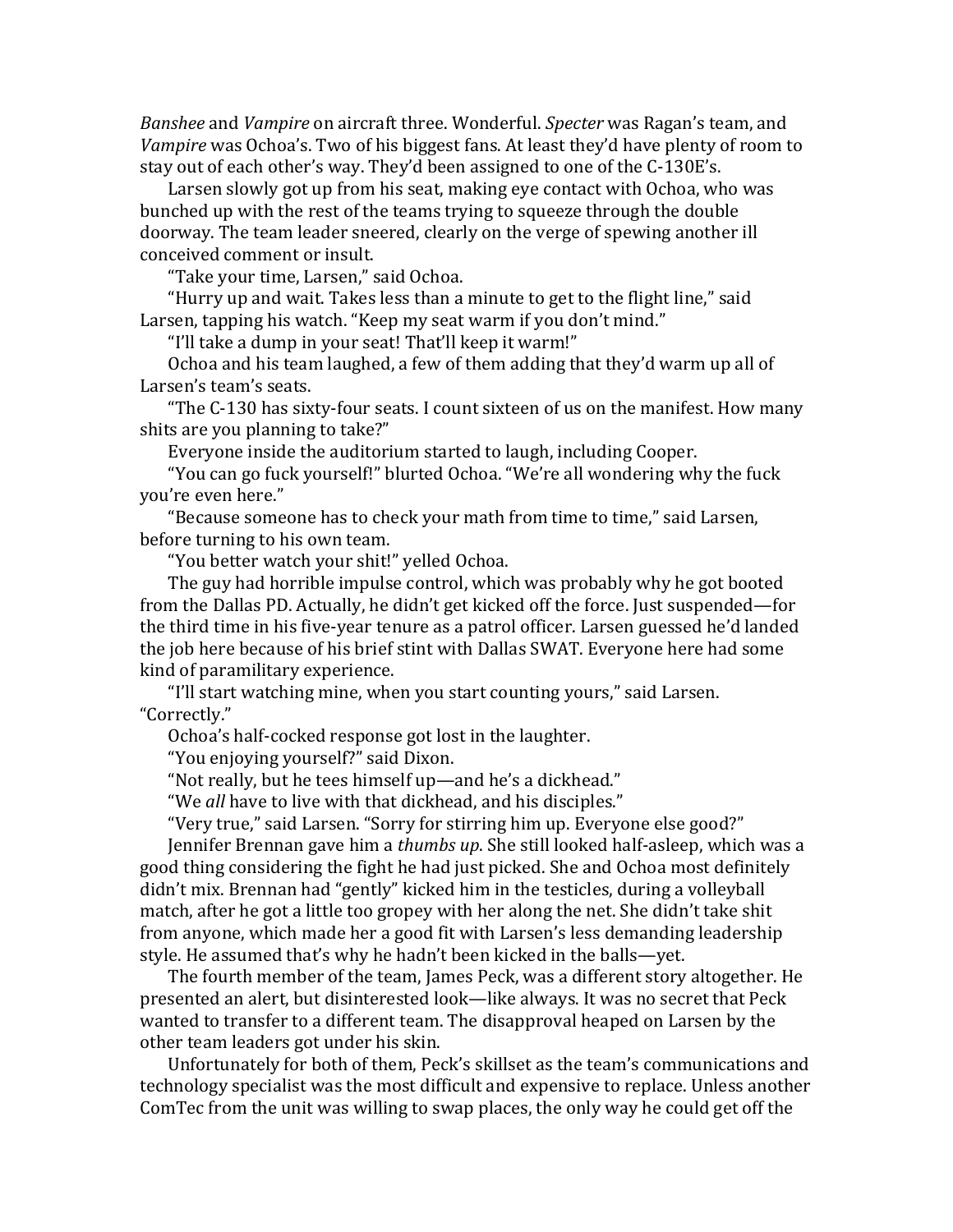*Banshee* and *Vampire* on aircraft three. Wonderful. *Specter* was Ragan's team, and *Vampire* was Ochoa's. Two of his biggest fans. At least they'd have plenty of room to stay out of each other's way. They'd been assigned to one of the C-130E's.

Larsen slowly got up from his seat, making eye contact with Ochoa, who was bunched up with the rest of the teams trying to squeeze through the double doorway. The team leader sneered, clearly on the verge of spewing another ill conceived comment or insult.

"Take your time, Larsen," said Ochoa.

"Hurry up and wait. Takes less than a minute to get to the flight line," said Larsen, tapping his watch. "Keep my seat warm if you don't mind."

"I'll take a dump in your seat! That'll keep it warm!"

Ochoa and his team laughed, a few of them adding that they'd warm up all of Larsen's team's seats.

"The C-130 has sixty-four seats. I count sixteen of us on the manifest. How many shits are you planning to take?"

Everyone inside the auditorium started to laugh, including Cooper.

"You can go fuck yourself!" blurted Ochoa. "We're all wondering why the fuck you're even here."

"Because someone has to check your math from time to time," said Larsen, before turning to his own team.

"You better watch your shit!" yelled Ochoa.

The guy had horrible impulse control, which was probably why he got booted from the Dallas PD. Actually, he didn't get kicked off the force. Just suspended—for the third time in his five-year tenure as a patrol officer. Larsen guessed he'd landed the job here because of his brief stint with Dallas SWAT. Everyone here had some kind of paramilitary experience.

"I'll start watching mine, when you start counting yours," said Larsen. "Correctly."

Ochoa's half-cocked response got lost in the laughter.

"You enjoying yourself?" said Dixon.

"Not really, but he tees himself up—and he's a dickhead."

"We *all* have to live with that dickhead, and his disciples."

"Very true," said Larsen. "Sorry for stirring him up. Everyone else good?"

Jennifer Brennan gave him a *thumbs up*. She still looked half-asleep, which was a good thing considering the fight he had just picked. She and Ochoa most definitely didn't mix. Brennan had "gently" kicked him in the testicles, during a volleyball match, after he got a little too gropey with her along the net. She didn't take shit from anyone, which made her a good fit with Larsen's less demanding leadership style. He assumed that's why he hadn't been kicked in the balls—yet.

The fourth member of the team, James Peck, was a different story altogether. He presented an alert, but disinterested look—like always. It was no secret that Peck wanted to transfer to a different team. The disapproval heaped on Larsen by the other team leaders got under his skin.

Unfortunately for both of them, Peck's skillset as the team's communications and technology specialist was the most difficult and expensive to replace. Unless another ComTec from the unit was willing to swap places, the only way he could get off the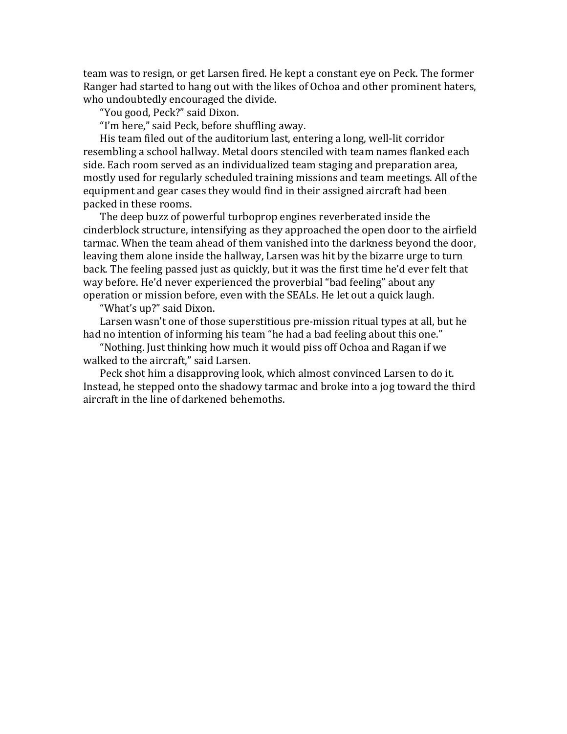team was to resign, or get Larsen fired. He kept a constant eye on Peck. The former Ranger had started to hang out with the likes of Ochoa and other prominent haters, who undoubtedly encouraged the divide.

"You good, Peck?" said Dixon.

"I'm here," said Peck, before shuffling away.

His team filed out of the auditorium last, entering a long, well-lit corridor resembling a school hallway. Metal doors stenciled with team names flanked each side. Each room served as an individualized team staging and preparation area, mostly used for regularly scheduled training missions and team meetings. All of the equipment and gear cases they would find in their assigned aircraft had been packed in these rooms.

The deep buzz of powerful turboprop engines reverberated inside the cinderblock structure, intensifying as they approached the open door to the airfield tarmac. When the team ahead of them vanished into the darkness beyond the door, leaving them alone inside the hallway, Larsen was hit by the bizarre urge to turn back. The feeling passed just as quickly, but it was the first time he'd ever felt that way before. He'd never experienced the proverbial "bad feeling" about any operation or mission before, even with the SEALs. He let out a quick laugh.

"What's up?" said Dixon.

Larsen wasn't one of those superstitious pre-mission ritual types at all, but he had no intention of informing his team "he had a bad feeling about this one."

"Nothing. Just thinking how much it would piss off Ochoa and Ragan if we walked to the aircraft," said Larsen.

Peck shot him a disapproving look, which almost convinced Larsen to do it. Instead, he stepped onto the shadowy tarmac and broke into a jog toward the third aircraft in the line of darkened behemoths.